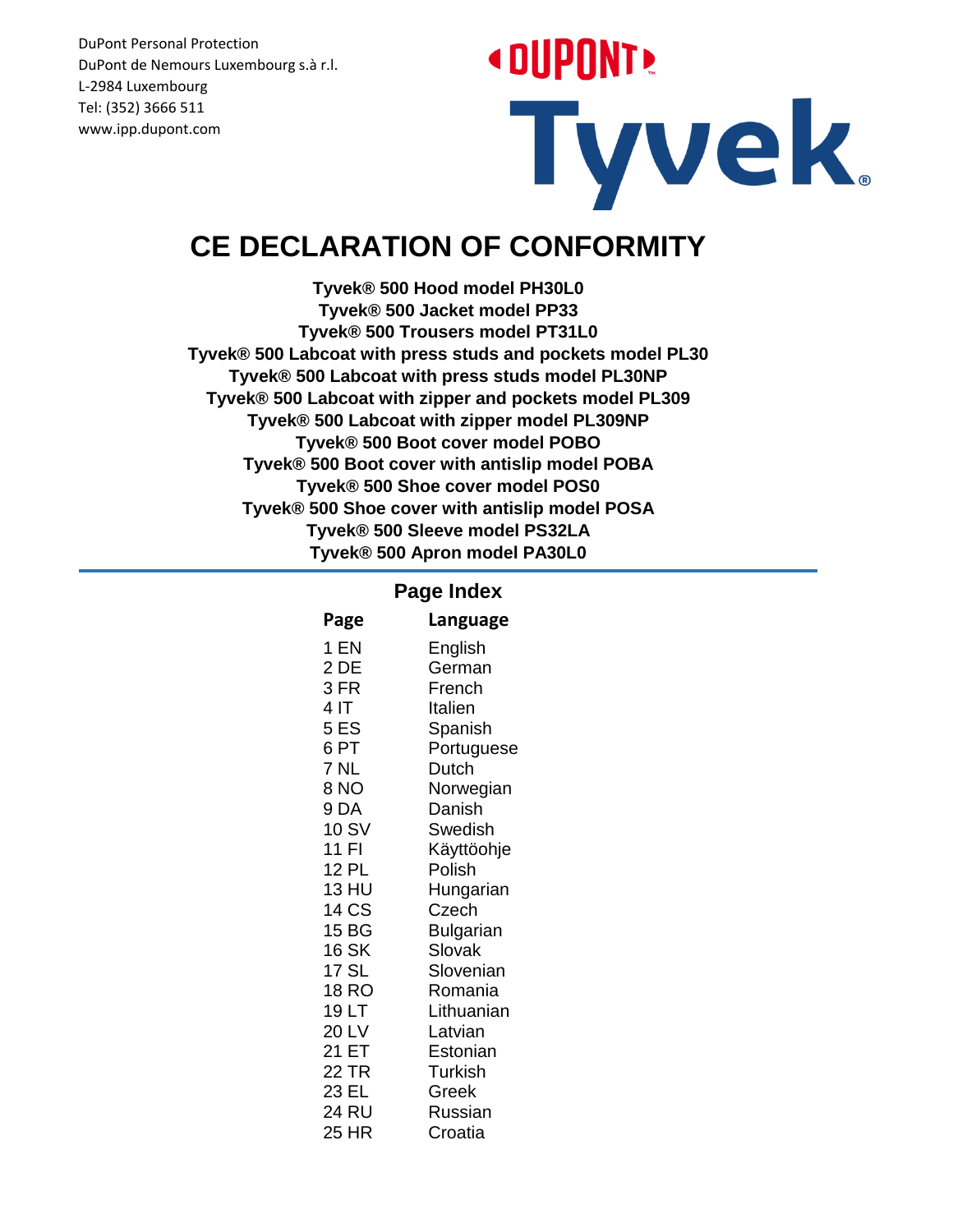DuPont Personal Protection
DuPont de Nemours Luxembourg s.à r.l.
L-2984 Luxembourg
Tel: (352) 3666 511
www.ipp.dupont.com

DUPONT™

Tyvek®

# CE DECLARATION OF CONFORMITY

**Tyvek® 500 Hood model PH30L0**
**Tyvek® 500 Jacket model PP33**
**Tyvek® 500 Trousers model PT31L0**
**Tyvek® 500 Labcoat with press studs and pockets model PL30**
**Tyvek® 500 Labcoat with press studs model PL30NP**
**Tyvek® 500 Labcoat with zipper and pockets model PL309**
**Tyvek® 500 Labcoat with zipper model PL309NP**
**Tyvek® 500 Boot cover model POBO**
**Tyvek® 500 Boot cover with antislip model POBA**
**Tyvek® 500 Shoe cover model POS0**
**Tyvek® 500 Shoe cover with antislip model POSA**
**Tyvek® 500 Sleeve model PS32LA**
**Tyvek® 500 Apron model PA30L0**

---

## Page Index

| Page | Language |
|---|---|
| 1 EN | English |
| 2 DE | German |
| 3 FR | French |
| 4 IT | Italien |
| 5 ES | Spanish |
| 6 PT | Portuguese |
| 7 NL | Dutch |
| 8 NO | Norwegian |
| 9 DA | Danish |
| 10 SV | Swedish |
| 11 FI | Käyttöohje |
| 12 PL | Polish |
| 13 HU | Hungarian |
| 14 CS | Czech |
| 15 BG | Bulgarian |
| 16 SK | Slovak |
| 17 SL | Slovenian |
| 18 RO | Romania |
| 19 LT | Lithuanian |
| 20 LV | Latvian |
| 21 ET | Estonian |
| 22 TR | Turkish |
| 23 EL | Greek |
| 24 RU | Russian |
| 25 HR | Croatia |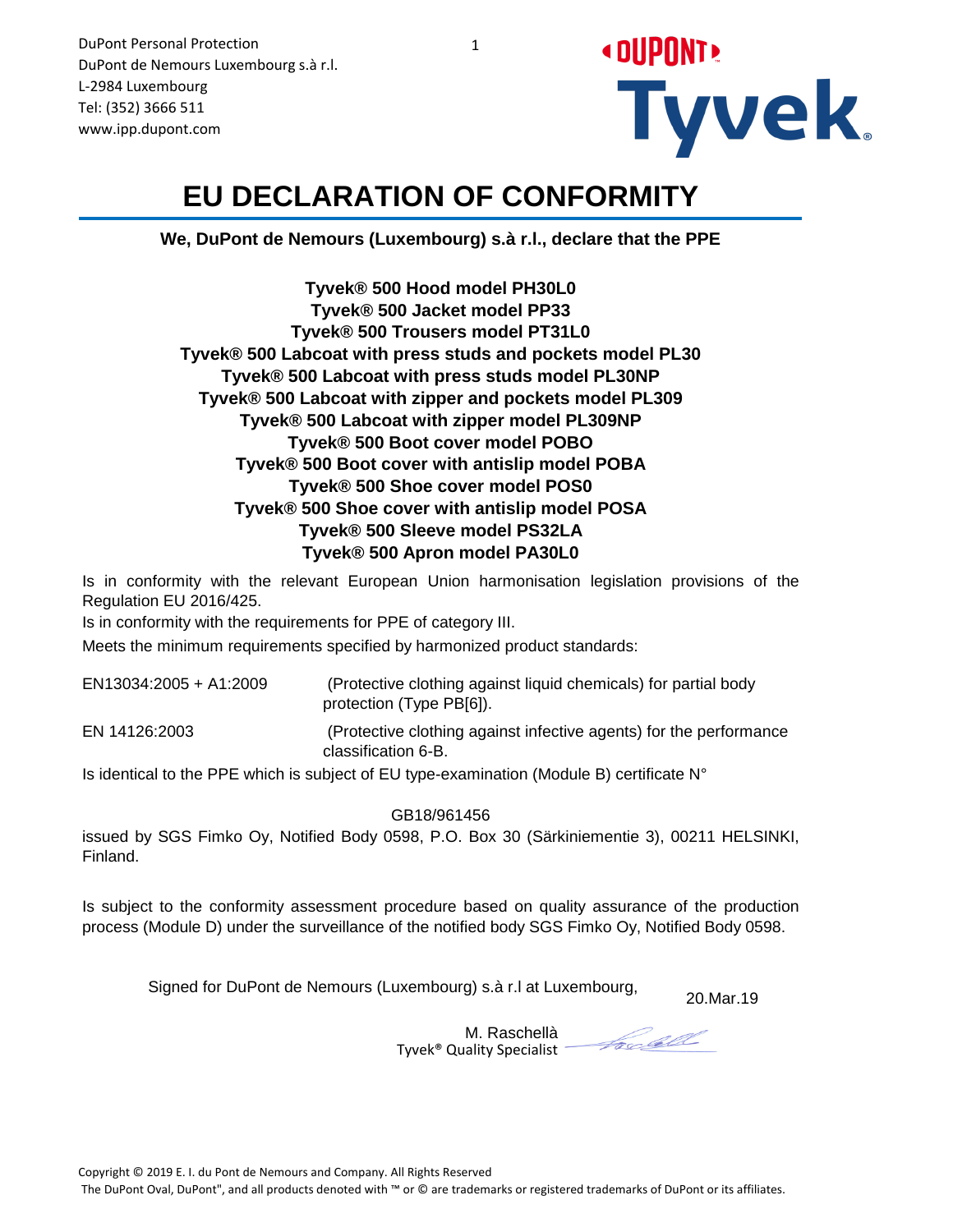DuPont Personal Protection
DuPont de Nemours Luxembourg s.à r.l.
L-2984 Luxembourg
Tel: (352) 3666 511
www.ipp.dupont.com

# EU DECLARATION OF CONFORMITY

**We, DuPont de Nemours (Luxembourg) s.à r.l., declare that the PPE**

**Tyvek® 500 Hood model PH30L0**
**Tyvek® 500 Jacket model PP33**
**Tyvek® 500 Trousers model PT31L0**
**Tyvek® 500 Labcoat with press studs and pockets model PL30**
**Tyvek® 500 Labcoat with press studs model PL30NP**
**Tyvek® 500 Labcoat with zipper and pockets model PL309**
**Tyvek® 500 Labcoat with zipper model PL309NP**
**Tyvek® 500 Boot cover model POBO**
**Tyvek® 500 Boot cover with antislip model POBA**
**Tyvek® 500 Shoe cover model POS0**
**Tyvek® 500 Shoe cover with antislip model POSA**
**Tyvek® 500 Sleeve model PS32LA**
**Tyvek® 500 Apron model PA30L0**

Is in conformity with the relevant European Union harmonisation legislation provisions of the Regulation EU 2016/425.

Is in conformity with the requirements for PPE of category III.

Meets the minimum requirements specified by harmonized product standards:

| | |
|---|---|
| EN13034:2005 + A1:2009 | (Protective clothing against liquid chemicals) for partial body protection (Type PB[6]). |
| EN 14126:2003 | (Protective clothing against infective agents) for the performance classification 6-B. |

Is identical to the PPE which is subject of EU type-examination (Module B) certificate N°

GB18/961456

issued by SGS Fimko Oy, Notified Body 0598, P.O. Box 30 (Särkiniementie 3), 00211 HELSINKI, Finland.

Is subject to the conformity assessment procedure based on quality assurance of the production process (Module D) under the surveillance of the notified body SGS Fimko Oy, Notified Body 0598.

Signed for DuPont de Nemours (Luxembourg) s.à r.l at Luxembourg, 20.Mar.19

M. Raschellà
Tyvek® Quality Specialist

Copyright © 2019 E. I. du Pont de Nemours and Company. All Rights Reserved
The DuPont Oval, DuPont", and all products denoted with ™ or © are trademarks or registered trademarks of DuPont or its affiliates.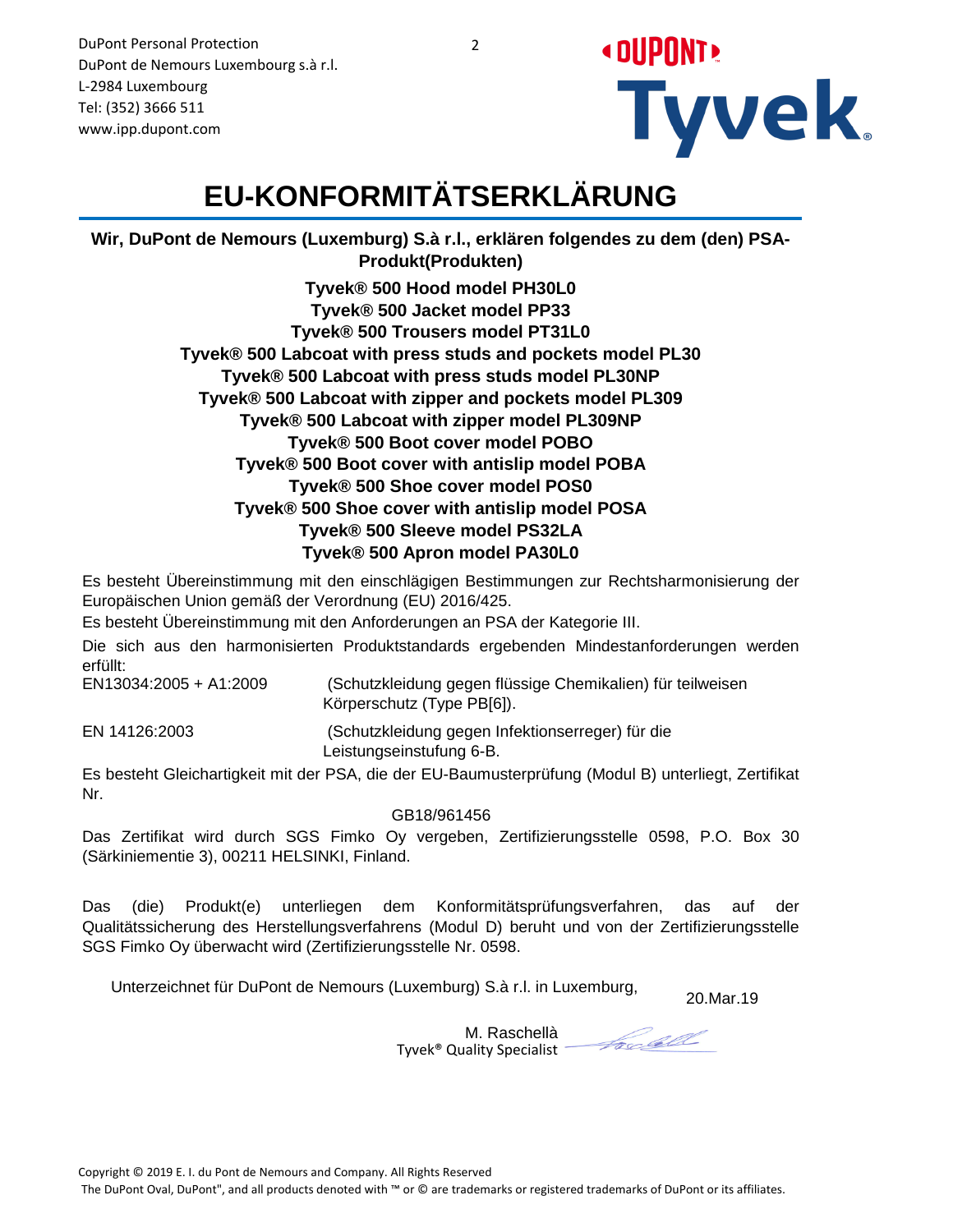DuPont Personal Protection
DuPont de Nemours Luxembourg s.à r.l.
L-2984 Luxembourg
Tel: (352) 3666 511
www.ipp.dupont.com

# EU-KONFORMITÄTSERKLÄRUNG

**Wir, DuPont de Nemours (Luxemburg) S.à r.l., erklären folgendes zu dem (den) PSA-Produkt(Produkten)**

**Tyvek® 500 Hood model PH30L0**
**Tyvek® 500 Jacket model PP33**
**Tyvek® 500 Trousers model PT31L0**
**Tyvek® 500 Labcoat with press studs and pockets model PL30**
**Tyvek® 500 Labcoat with press studs model PL30NP**
**Tyvek® 500 Labcoat with zipper and pockets model PL309**
**Tyvek® 500 Labcoat with zipper model PL309NP**
**Tyvek® 500 Boot cover model POBO**
**Tyvek® 500 Boot cover with antislip model POBA**
**Tyvek® 500 Shoe cover model POS0**
**Tyvek® 500 Shoe cover with antislip model POSA**
**Tyvek® 500 Sleeve model PS32LA**
**Tyvek® 500 Apron model PA30L0**

Es besteht Übereinstimmung mit den einschlägigen Bestimmungen zur Rechtsharmonisierung der Europäischen Union gemäß der Verordnung (EU) 2016/425.

Es besteht Übereinstimmung mit den Anforderungen an PSA der Kategorie III.

Die sich aus den harmonisierten Produktstandards ergebenden Mindestanforderungen werden erfüllt:

| | |
|---|---|
| EN13034:2005 + A1:2009 | (Schutzkleidung gegen flüssige Chemikalien) für teilweisen Körperschutz (Type PB[6]). |
| EN 14126:2003 | (Schutzkleidung gegen Infektionserreger) für die Leistungseinstufung 6-B. |

Es besteht Gleichartigkeit mit der PSA, die der EU-Baumusterprüfung (Modul B) unterliegt, Zertifikat Nr.

GB18/961456

Das Zertifikat wird durch SGS Fimko Oy vergeben, Zertifizierungsstelle 0598, P.O. Box 30 (Särkiniementie 3), 00211 HELSINKI, Finland.

Das (die) Produkt(e) unterliegen dem Konformitätsprüfungsverfahren, das auf der Qualitätssicherung des Herstellungsverfahrens (Modul D) beruht und von der Zertifizierungsstelle SGS Fimko Oy überwacht wird (Zertifizierungsstelle Nr. 0598.

Unterzeichnet für DuPont de Nemours (Luxemburg) S.à r.l. in Luxemburg, 20.Mar.19

M. Raschellà
Tyvek® Quality Specialist

Copyright © 2019 E. I. du Pont de Nemours and Company. All Rights Reserved
The DuPont Oval, DuPont", and all products denoted with ™ or © are trademarks or registered trademarks of DuPont or its affiliates.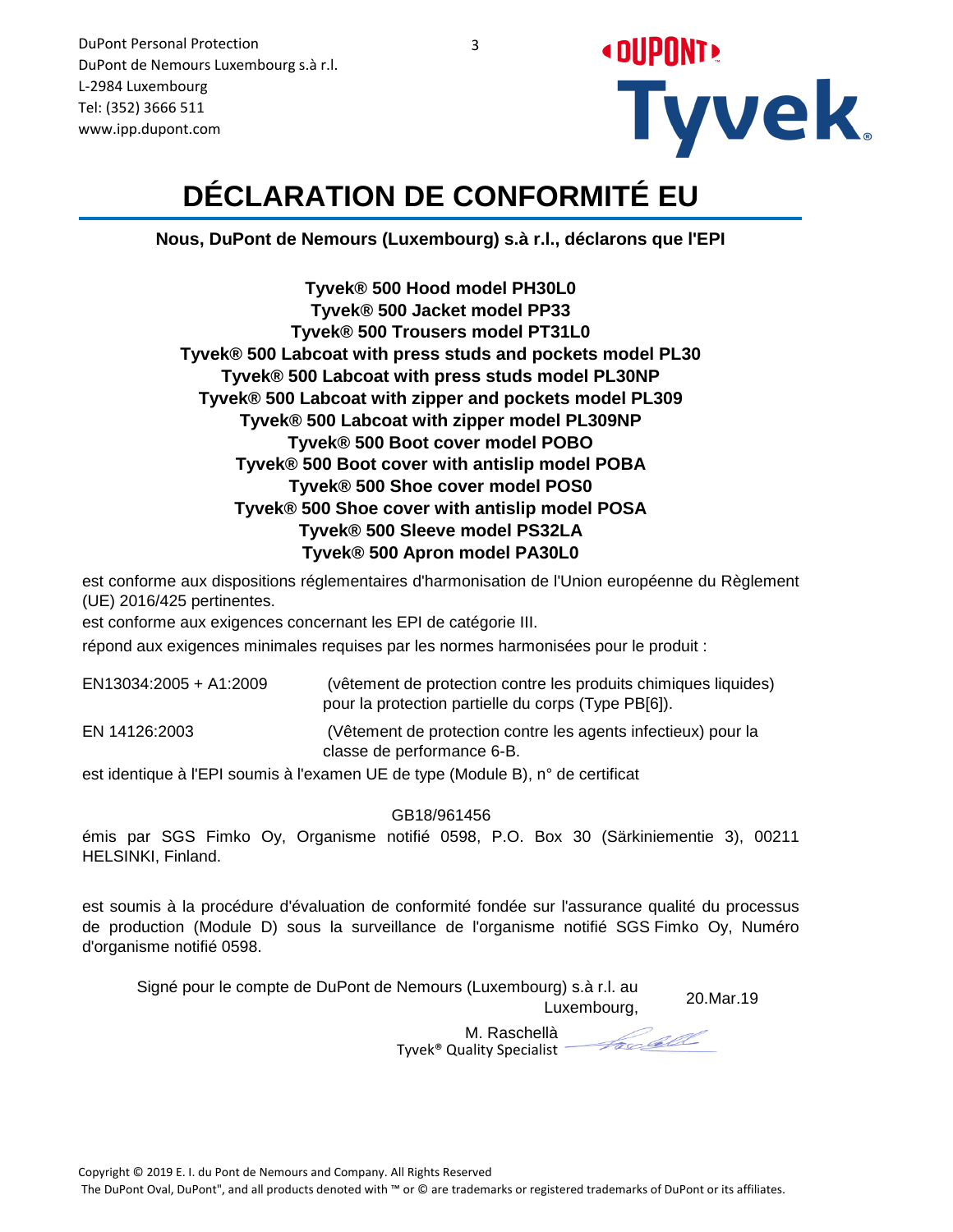DuPont Personal Protection
DuPont de Nemours Luxembourg s.à r.l.
L-2984 Luxembourg
Tel: (352) 3666 511
www.ipp.dupont.com

# DÉCLARATION DE CONFORMITÉ EU

**Nous, DuPont de Nemours (Luxembourg) s.à r.l., déclarons que l'EPI**

**Tyvek® 500 Hood model PH30L0**
**Tyvek® 500 Jacket model PP33**
**Tyvek® 500 Trousers model PT31L0**
**Tyvek® 500 Labcoat with press studs and pockets model PL30**
**Tyvek® 500 Labcoat with press studs model PL30NP**
**Tyvek® 500 Labcoat with zipper and pockets model PL309**
**Tyvek® 500 Labcoat with zipper model PL309NP**
**Tyvek® 500 Boot cover model POBO**
**Tyvek® 500 Boot cover with antislip model POBA**
**Tyvek® 500 Shoe cover model POS0**
**Tyvek® 500 Shoe cover with antislip model POSA**
**Tyvek® 500 Sleeve model PS32LA**
**Tyvek® 500 Apron model PA30L0**

est conforme aux dispositions réglementaires d'harmonisation de l'Union européenne du Règlement (UE) 2016/425 pertinentes.

est conforme aux exigences concernant les EPI de catégorie III.

répond aux exigences minimales requises par les normes harmonisées pour le produit :

| | |
|---|---|
| EN13034:2005 + A1:2009 | (vêtement de protection contre les produits chimiques liquides) pour la protection partielle du corps (Type PB[6]). |
| EN 14126:2003 | (Vêtement de protection contre les agents infectieux) pour la classe de performance 6-B. |

est identique à l'EPI soumis à l'examen UE de type (Module B), n° de certificat

GB18/961456

émis par SGS Fimko Oy, Organisme notifié 0598, P.O. Box 30 (Särkiniementie 3), 00211 HELSINKI, Finland.

est soumis à la procédure d'évaluation de conformité fondée sur l'assurance qualité du processus de production (Module D) sous la surveillance de l'organisme notifié SGS Fimko Oy, Numéro d'organisme notifié 0598.

Signé pour le compte de DuPont de Nemours (Luxembourg) s.à r.l. au Luxembourg, 20.Mar.19

M. Raschellà
Tyvek® Quality Specialist

Copyright © 2019 E. I. du Pont de Nemours and Company. All Rights Reserved
The DuPont Oval, DuPont", and all products denoted with ™ or © are trademarks or registered trademarks of DuPont or its affiliates.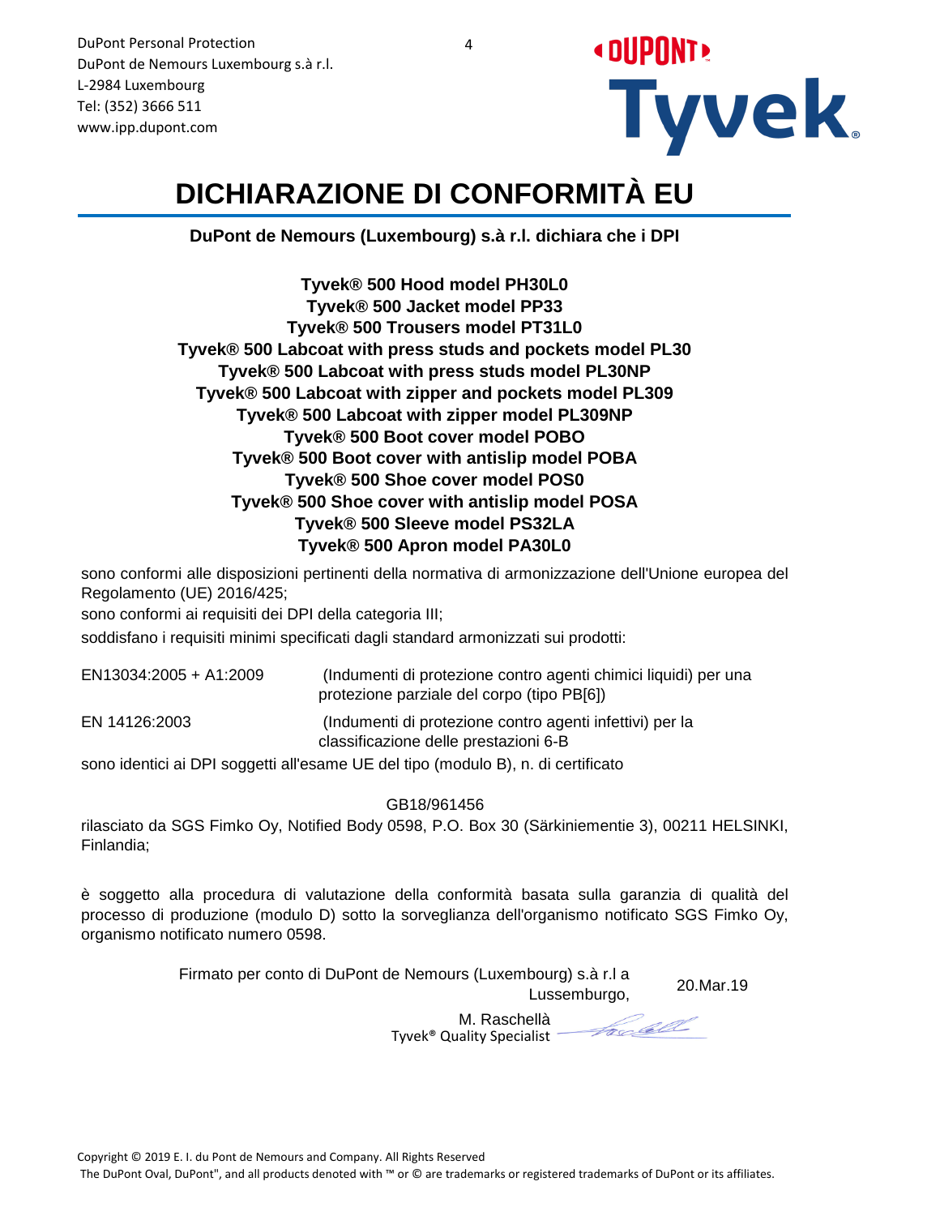DuPont Personal Protection
DuPont de Nemours Luxembourg s.à r.l.
L-2984 Luxembourg
Tel: (352) 3666 511
www.ipp.dupont.com

# DICHIARAZIONE DI CONFORMITÀ EU

**DuPont de Nemours (Luxembourg) s.à r.l. dichiara che i DPI**

**Tyvek® 500 Hood model PH30L0**
**Tyvek® 500 Jacket model PP33**
**Tyvek® 500 Trousers model PT31L0**
**Tyvek® 500 Labcoat with press studs and pockets model PL30**
**Tyvek® 500 Labcoat with press studs model PL30NP**
**Tyvek® 500 Labcoat with zipper and pockets model PL309**
**Tyvek® 500 Labcoat with zipper model PL309NP**
**Tyvek® 500 Boot cover model POBO**
**Tyvek® 500 Boot cover with antislip model POBA**
**Tyvek® 500 Shoe cover model POS0**
**Tyvek® 500 Shoe cover with antislip model POSA**
**Tyvek® 500 Sleeve model PS32LA**
**Tyvek® 500 Apron model PA30L0**

sono conformi alle disposizioni pertinenti della normativa di armonizzazione dell'Unione europea del Regolamento (UE) 2016/425;

sono conformi ai requisiti dei DPI della categoria III;

soddisfano i requisiti minimi specificati dagli standard armonizzati sui prodotti:

| | |
|---|---|
| EN13034:2005 + A1:2009 | (Indumenti di protezione contro agenti chimici liquidi) per una protezione parziale del corpo (tipo PB[6]) |
| EN 14126:2003 | (Indumenti di protezione contro agenti infettivi) per la classificazione delle prestazioni 6-B |

sono identici ai DPI soggetti all'esame UE del tipo (modulo B), n. di certificato

GB18/961456

rilasciato da SGS Fimko Oy, Notified Body 0598, P.O. Box 30 (Särkiniementie 3), 00211 HELSINKI, Finlandia;

è soggetto alla procedura di valutazione della conformità basata sulla garanzia di qualità del processo di produzione (modulo D) sotto la sorveglianza dell'organismo notificato SGS Fimko Oy, organismo notificato numero 0598.

Firmato per conto di DuPont de Nemours (Luxembourg) s.à r.l a Lussemburgo, 20.Mar.19

M. Raschellà
Tyvek® Quality Specialist

Copyright © 2019 E. I. du Pont de Nemours and Company. All Rights Reserved
The DuPont Oval, DuPont", and all products denoted with ™ or © are trademarks or registered trademarks of DuPont or its affiliates.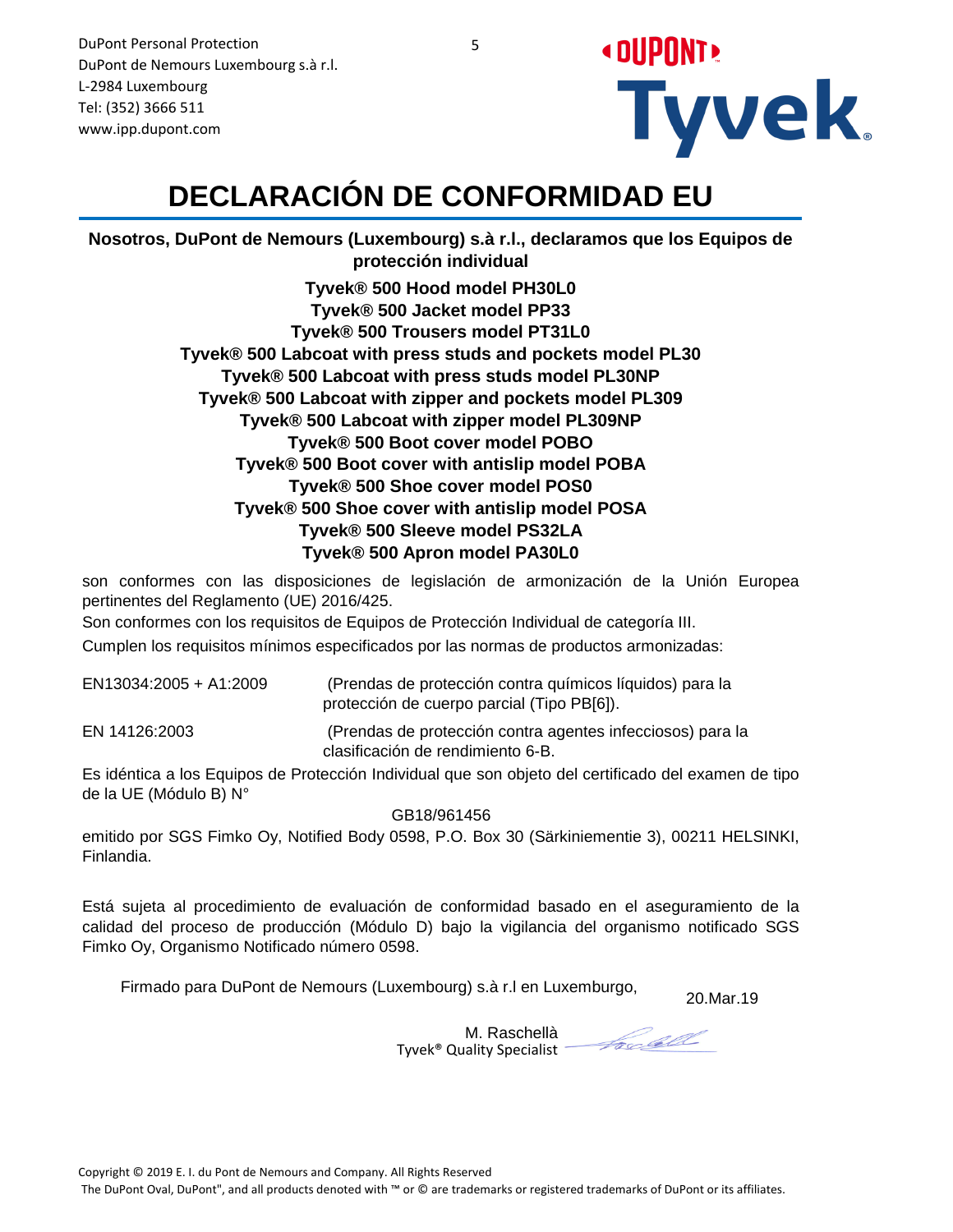DuPont Personal Protection
DuPont de Nemours Luxembourg s.à r.l.
L-2984 Luxembourg
Tel: (352) 3666 511
www.ipp.dupont.com

# DECLARACIÓN DE CONFORMIDAD EU

**Nosotros, DuPont de Nemours (Luxembourg) s.à r.l., declaramos que los Equipos de protección individual**

**Tyvek® 500 Hood model PH30L0**
**Tyvek® 500 Jacket model PP33**
**Tyvek® 500 Trousers model PT31L0**
**Tyvek® 500 Labcoat with press studs and pockets model PL30**
**Tyvek® 500 Labcoat with press studs model PL30NP**
**Tyvek® 500 Labcoat with zipper and pockets model PL309**
**Tyvek® 500 Labcoat with zipper model PL309NP**
**Tyvek® 500 Boot cover model POBO**
**Tyvek® 500 Boot cover with antislip model POBA**
**Tyvek® 500 Shoe cover model POS0**
**Tyvek® 500 Shoe cover with antislip model POSA**
**Tyvek® 500 Sleeve model PS32LA**
**Tyvek® 500 Apron model PA30L0**

son conformes con las disposiciones de legislación de armonización de la Unión Europea pertinentes del Reglamento (UE) 2016/425.

Son conformes con los requisitos de Equipos de Protección Individual de categoría III.

Cumplen los requisitos mínimos especificados por las normas de productos armonizadas:

| | |
|---|---|
| EN13034:2005 + A1:2009 | (Prendas de protección contra químicos líquidos) para la protección de cuerpo parcial (Tipo PB[6]). |
| EN 14126:2003 | (Prendas de protección contra agentes infecciosos) para la clasificación de rendimiento 6-B. |

Es idéntica a los Equipos de Protección Individual que son objeto del certificado del examen de tipo de la UE (Módulo B) N°

GB18/961456

emitido por SGS Fimko Oy, Notified Body 0598, P.O. Box 30 (Särkiniementie 3), 00211 HELSINKI, Finlandia.

Está sujeta al procedimiento de evaluación de conformidad basado en el aseguramiento de la calidad del proceso de producción (Módulo D) bajo la vigilancia del organismo notificado SGS Fimko Oy, Organismo Notificado número 0598.

Firmado para DuPont de Nemours (Luxembourg) s.à r.l en Luxemburgo, 20.Mar.19

M. Raschellà
Tyvek® Quality Specialist

Copyright © 2019 E. I. du Pont de Nemours and Company. All Rights Reserved
The DuPont Oval, DuPont", and all products denoted with ™ or © are trademarks or registered trademarks of DuPont or its affiliates.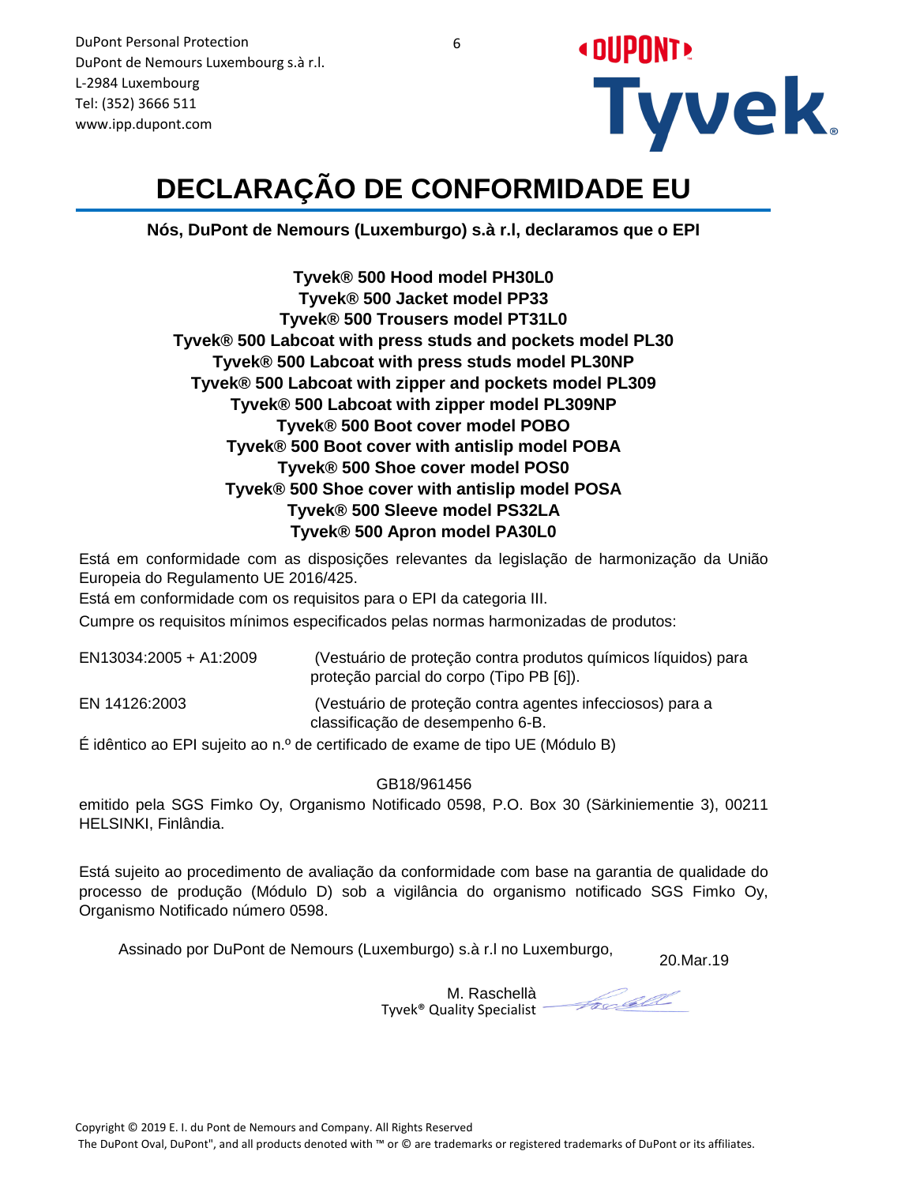DuPont Personal Protection
DuPont de Nemours Luxembourg s.à r.l.
L-2984 Luxembourg
Tel: (352) 3666 511
www.ipp.dupont.com

# DECLARAÇÃO DE CONFORMIDADE EU

**Nós, DuPont de Nemours (Luxemburgo) s.à r.l, declaramos que o EPI**

**Tyvek® 500 Hood model PH30L0**
**Tyvek® 500 Jacket model PP33**
**Tyvek® 500 Trousers model PT31L0**
**Tyvek® 500 Labcoat with press studs and pockets model PL30**
**Tyvek® 500 Labcoat with press studs model PL30NP**
**Tyvek® 500 Labcoat with zipper and pockets model PL309**
**Tyvek® 500 Labcoat with zipper model PL309NP**
**Tyvek® 500 Boot cover model POBO**
**Tyvek® 500 Boot cover with antislip model POBA**
**Tyvek® 500 Shoe cover model POS0**
**Tyvek® 500 Shoe cover with antislip model POSA**
**Tyvek® 500 Sleeve model PS32LA**
**Tyvek® 500 Apron model PA30L0**

Está em conformidade com as disposições relevantes da legislação de harmonização da União Europeia do Regulamento UE 2016/425.

Está em conformidade com os requisitos para o EPI da categoria III.

Cumpre os requisitos mínimos especificados pelas normas harmonizadas de produtos:

| | |
|---|---|
| EN13034:2005 + A1:2009 | (Vestuário de proteção contra produtos químicos líquidos) para proteção parcial do corpo (Tipo PB [6]). |
| EN 14126:2003 | (Vestuário de proteção contra agentes infecciosos) para a classificação de desempenho 6-B. |

É idêntico ao EPI sujeito ao n.º de certificado de exame de tipo UE (Módulo B)

GB18/961456

emitido pela SGS Fimko Oy, Organismo Notificado 0598, P.O. Box 30 (Särkiniementie 3), 00211 HELSINKI, Finlândia.

Está sujeito ao procedimento de avaliação da conformidade com base na garantia de qualidade do processo de produção (Módulo D) sob a vigilância do organismo notificado SGS Fimko Oy, Organismo Notificado número 0598.

Assinado por DuPont de Nemours (Luxemburgo) s.à r.l no Luxemburgo, 20.Mar.19

M. Raschellà
Tyvek® Quality Specialist

Copyright © 2019 E. I. du Pont de Nemours and Company. All Rights Reserved
The DuPont Oval, DuPont", and all products denoted with ™ or © are trademarks or registered trademarks of DuPont or its affiliates.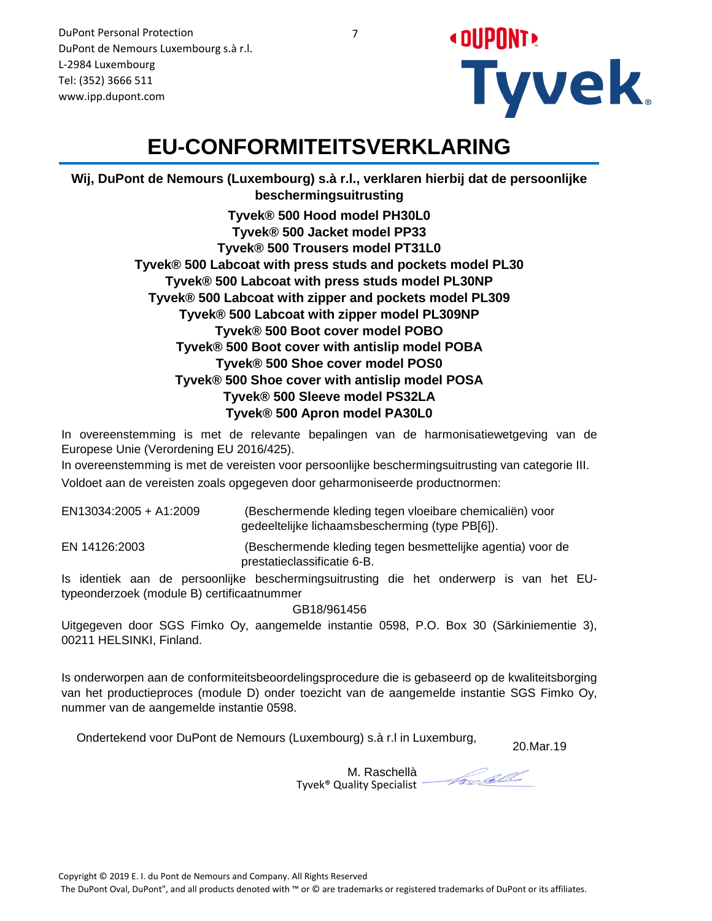DuPont Personal Protection
DuPont de Nemours Luxembourg s.à r.l.
L-2984 Luxembourg
Tel: (352) 3666 511
www.ipp.dupont.com

# EU-CONFORMITEITSVERKLARING

**Wij, DuPont de Nemours (Luxembourg) s.à r.l., verklaren hierbij dat de persoonlijke beschermingsuitrusting**

**Tyvek® 500 Hood model PH30L0**
**Tyvek® 500 Jacket model PP33**
**Tyvek® 500 Trousers model PT31L0**
**Tyvek® 500 Labcoat with press studs and pockets model PL30**
**Tyvek® 500 Labcoat with press studs model PL30NP**
**Tyvek® 500 Labcoat with zipper and pockets model PL309**
**Tyvek® 500 Labcoat with zipper model PL309NP**
**Tyvek® 500 Boot cover model POBO**
**Tyvek® 500 Boot cover with antislip model POBA**
**Tyvek® 500 Shoe cover model POS0**
**Tyvek® 500 Shoe cover with antislip model POSA**
**Tyvek® 500 Sleeve model PS32LA**
**Tyvek® 500 Apron model PA30L0**

In overeenstemming is met de relevante bepalingen van de harmonisatiewetgeving van de Europese Unie (Verordening EU 2016/425).

In overeenstemming is met de vereisten voor persoonlijke beschermingsuitrusting van categorie III.

Voldoet aan de vereisten zoals opgegeven door geharmoniseerde productnormen:

| | |
|---|---|
| EN13034:2005 + A1:2009 | (Beschermende kleding tegen vloeibare chemicaliën) voor gedeeltelijke lichaamsbescherming (type PB[6]). |
| EN 14126:2003 | (Beschermende kleding tegen besmettelijke agentia) voor de prestatieclassificatie 6-B. |

Is identiek aan de persoonlijke beschermingsuitrusting die het onderwerp is van het EU-typeonderzoek (module B) certificaatnummer

GB18/961456

Uitgegeven door SGS Fimko Oy, aangemelde instantie 0598, P.O. Box 30 (Särkiniementie 3), 00211 HELSINKI, Finland.

Is onderworpen aan de conformiteitsbeoordelingsprocedure die is gebaseerd op de kwaliteitsborging van het productieproces (module D) onder toezicht van de aangemelde instantie SGS Fimko Oy, nummer van de aangemelde instantie 0598.

Ondertekend voor DuPont de Nemours (Luxembourg) s.à r.l in Luxemburg, 20.Mar.19

M. Raschellà
Tyvek® Quality Specialist

Copyright © 2019 E. I. du Pont de Nemours and Company. All Rights Reserved
The DuPont Oval, DuPont", and all products denoted with ™ or © are trademarks or registered trademarks of DuPont or its affiliates.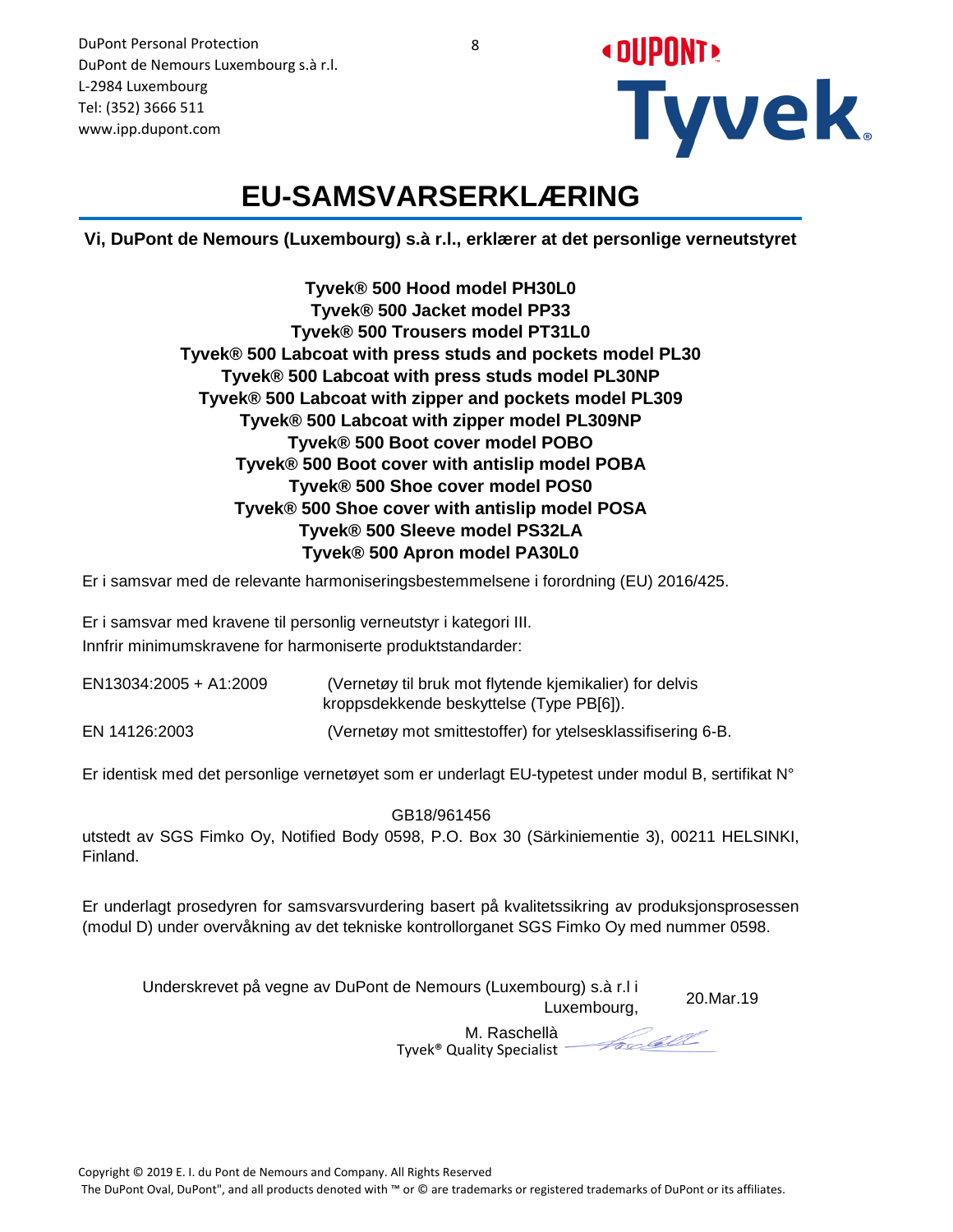DuPont Personal Protection
DuPont de Nemours Luxembourg s.à r.l.
L-2984 Luxembourg
Tel: (352) 3666 511
www.ipp.dupont.com

# EU-SAMSVARSERKLÆRING

**Vi, DuPont de Nemours (Luxembourg) s.à r.l., erklærer at det personlige verneutstyret**

**Tyvek® 500 Hood model PH30L0**
**Tyvek® 500 Jacket model PP33**
**Tyvek® 500 Trousers model PT31L0**
**Tyvek® 500 Labcoat with press studs and pockets model PL30**
**Tyvek® 500 Labcoat with press studs model PL30NP**
**Tyvek® 500 Labcoat with zipper and pockets model PL309**
**Tyvek® 500 Labcoat with zipper model PL309NP**
**Tyvek® 500 Boot cover model POBO**
**Tyvek® 500 Boot cover with antislip model POBA**
**Tyvek® 500 Shoe cover model POS0**
**Tyvek® 500 Shoe cover with antislip model POSA**
**Tyvek® 500 Sleeve model PS32LA**
**Tyvek® 500 Apron model PA30L0**

Er i samsvar med de relevante harmoniseringsbestemmelsene i forordning (EU) 2016/425.

Er i samsvar med kravene til personlig verneutstyr i kategori III.
Innfrir minimumskravene for harmoniserte produktstandarder:

| | |
|---|---|
| EN13034:2005 + A1:2009 | (Vernetøy til bruk mot flytende kjemikalier) for delvis kroppsdekkende beskyttelse (Type PB[6]). |
| EN 14126:2003 | (Vernetøy mot smittestoffer) for ytelsesklassifisering 6-B. |

Er identisk med det personlige vernetøyet som er underlagt EU-typetest under modul B, sertifikat N°

GB18/961456

utstedt av SGS Fimko Oy, Notified Body 0598, P.O. Box 30 (Särkiniementie 3), 00211 HELSINKI, Finland.

Er underlagt prosedyren for samsvarsvurdering basert på kvalitetssikring av produksjonsprosessen (modul D) under overvåkning av det tekniske kontrollorganet SGS Fimko Oy med nummer 0598.

Underskrevet på vegne av DuPont de Nemours (Luxembourg) s.à r.l i Luxembourg, 20.Mar.19

M. Raschellà
Tyvek® Quality Specialist

Copyright © 2019 E. I. du Pont de Nemours and Company. All Rights Reserved
The DuPont Oval, DuPont", and all products denoted with ™ or © are trademarks or registered trademarks of DuPont or its affiliates.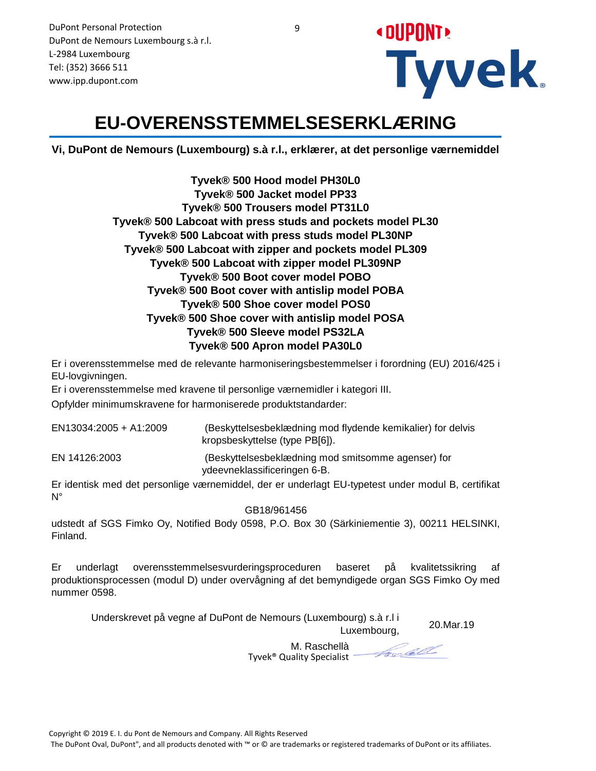DuPont Personal Protection
DuPont de Nemours Luxembourg s.à r.l.
L-2984 Luxembourg
Tel: (352) 3666 511
www.ipp.dupont.com

# EU-OVERENSSTEMMELSESERKLÆRING

**Vi, DuPont de Nemours (Luxembourg) s.à r.l., erklærer, at det personlige værnemiddel**

**Tyvek® 500 Hood model PH30L0**
**Tyvek® 500 Jacket model PP33**
**Tyvek® 500 Trousers model PT31L0**
**Tyvek® 500 Labcoat with press studs and pockets model PL30**
**Tyvek® 500 Labcoat with press studs model PL30NP**
**Tyvek® 500 Labcoat with zipper and pockets model PL309**
**Tyvek® 500 Labcoat with zipper model PL309NP**
**Tyvek® 500 Boot cover model POBO**
**Tyvek® 500 Boot cover with antislip model POBA**
**Tyvek® 500 Shoe cover model POS0**
**Tyvek® 500 Shoe cover with antislip model POSA**
**Tyvek® 500 Sleeve model PS32LA**
**Tyvek® 500 Apron model PA30L0**

Er i overensstemmelse med de relevante harmoniseringsbestemmelser i forordning (EU) 2016/425 i EU-lovgivningen.

Er i overensstemmelse med kravene til personlige værnemidler i kategori III.

Opfylder minimumskravene for harmoniserede produktstandarder:

| | |
|---|---|
| EN13034:2005 + A1:2009 | (Beskyttelsesbeklædning mod flydende kemikalier) for delvis kropsbeskyttelse (type PB[6]). |
| EN 14126:2003 | (Beskyttelsesbeklædning mod smitsomme agenser) for ydeevneklassificeringen 6-B. |

Er identisk med det personlige værnemiddel, der er underlagt EU-typetest under modul B, certifikat N°

GB18/961456

udstedt af SGS Fimko Oy, Notified Body 0598, P.O. Box 30 (Särkiniementie 3), 00211 HELSINKI, Finland.

Er underlagt overensstemmelsesvurderingsproceduren baseret på kvalitetssikring af produktionsprocessen (modul D) under overvågning af det bemyndigede organ SGS Fimko Oy med nummer 0598.

Underskrevet på vegne af DuPont de Nemours (Luxembourg) s.à r.l i Luxembourg, 20.Mar.19

M. Raschellà
Tyvek® Quality Specialist

Copyright © 2019 E. I. du Pont de Nemours and Company. All Rights Reserved
The DuPont Oval, DuPont", and all products denoted with ™ or © are trademarks or registered trademarks of DuPont or its affiliates.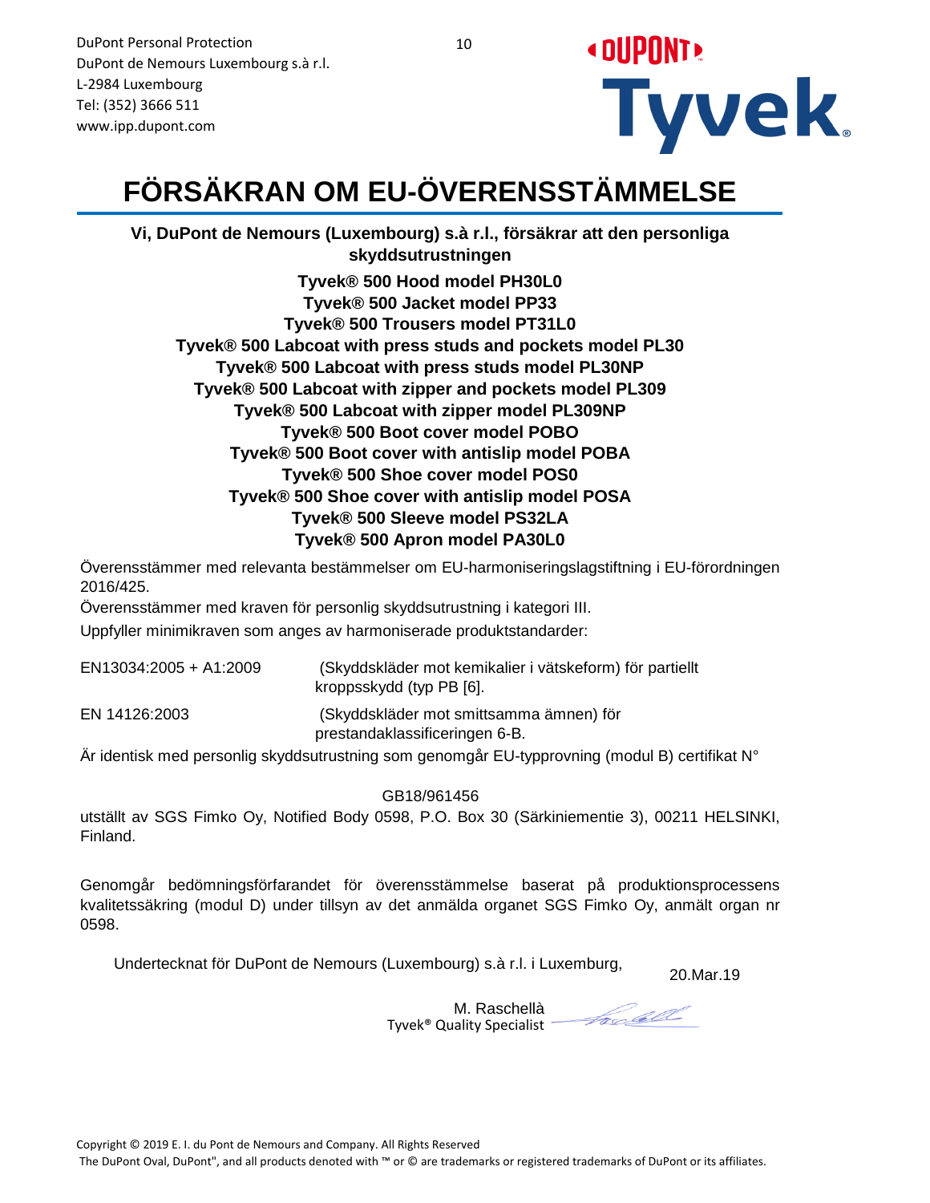DuPont Personal Protection
DuPont de Nemours Luxembourg s.à r.l.
L-2984 Luxembourg
Tel: (352) 3666 511
www.ipp.dupont.com

# FÖRSÄKRAN OM EU-ÖVERENSSTÄMMELSE

**Vi, DuPont de Nemours (Luxembourg) s.à r.l., försäkrar att den personliga skyddsutrustningen**

**Tyvek® 500 Hood model PH30L0**
**Tyvek® 500 Jacket model PP33**
**Tyvek® 500 Trousers model PT31L0**
**Tyvek® 500 Labcoat with press studs and pockets model PL30**
**Tyvek® 500 Labcoat with press studs model PL30NP**
**Tyvek® 500 Labcoat with zipper and pockets model PL309**
**Tyvek® 500 Labcoat with zipper model PL309NP**
**Tyvek® 500 Boot cover model POBO**
**Tyvek® 500 Boot cover with antislip model POBA**
**Tyvek® 500 Shoe cover model POS0**
**Tyvek® 500 Shoe cover with antislip model POSA**
**Tyvek® 500 Sleeve model PS32LA**
**Tyvek® 500 Apron model PA30L0**

Överensstämmer med relevanta bestämmelser om EU-harmoniseringslagstiftning i EU-förordningen 2016/425.

Överensstämmer med kraven för personlig skyddsutrustning i kategori III.

Uppfyller minimikraven som anges av harmoniserade produktstandarder:

| | |
|---|---|
| EN13034:2005 + A1:2009 | (Skyddskläder mot kemikalier i vätskeform) för partiellt kroppsskydd (typ PB [6]. |
| EN 14126:2003 | (Skyddskläder mot smittsamma ämnen) för prestandaklassificeringen 6-B. |

Är identisk med personlig skyddsutrustning som genomgår EU-typprovning (modul B) certifikat N°

GB18/961456

utställt av SGS Fimko Oy, Notified Body 0598, P.O. Box 30 (Särkiniementie 3), 00211 HELSINKI, Finland.

Genomgår bedömningsförfarandet för överensstämmelse baserat på produktionsprocessens kvalitetssäkring (modul D) under tillsyn av det anmälda organet SGS Fimko Oy, anmält organ nr 0598.

Undertecknat för DuPont de Nemours (Luxembourg) s.à r.l. i Luxemburg, 20.Mar.19

M. Raschellà
Tyvek® Quality Specialist

Copyright © 2019 E. I. du Pont de Nemours and Company. All Rights Reserved
The DuPont Oval, DuPont", and all products denoted with ™ or © are trademarks or registered trademarks of DuPont or its affiliates.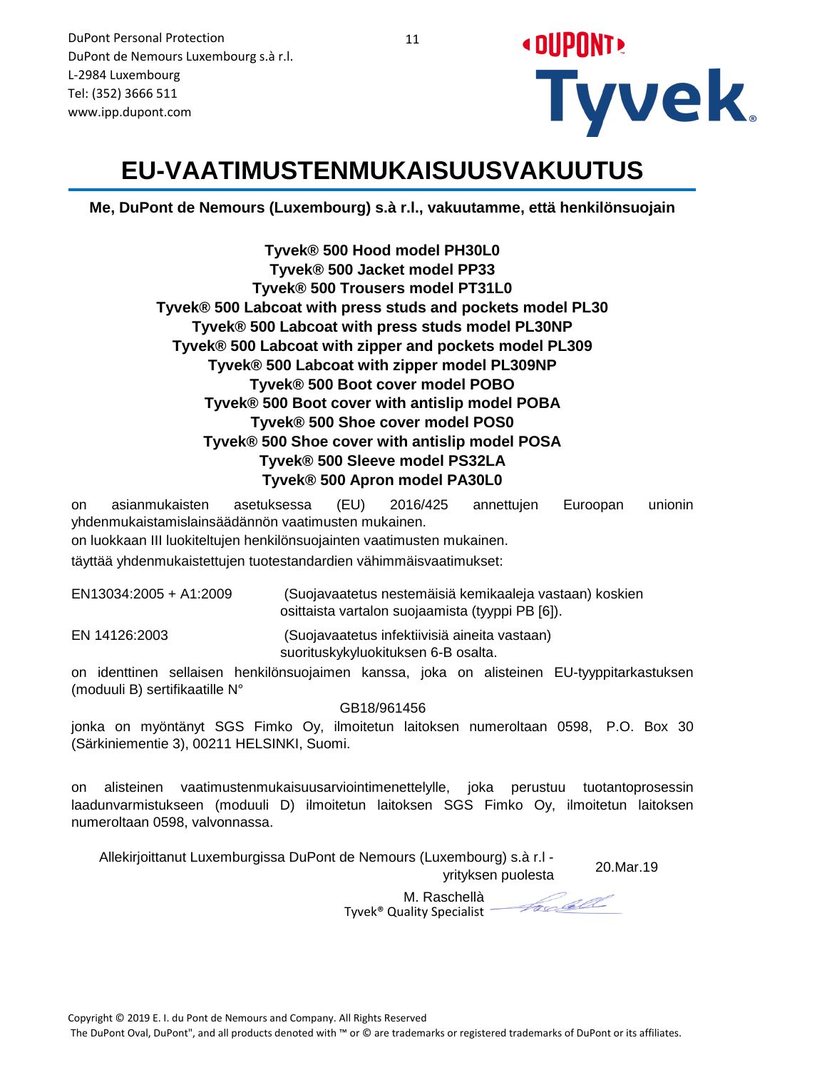DuPont Personal Protection
DuPont de Nemours Luxembourg s.à r.l.
L-2984 Luxembourg
Tel: (352) 3666 511
www.ipp.dupont.com

# EU-VAATIMUSTENMUKAISUUSVAKUUTUS

**Me, DuPont de Nemours (Luxembourg) s.à r.l., vakuutamme, että henkilönsuojain**

**Tyvek® 500 Hood model PH30L0**
**Tyvek® 500 Jacket model PP33**
**Tyvek® 500 Trousers model PT31L0**
**Tyvek® 500 Labcoat with press studs and pockets model PL30**
**Tyvek® 500 Labcoat with press studs model PL30NP**
**Tyvek® 500 Labcoat with zipper and pockets model PL309**
**Tyvek® 500 Labcoat with zipper model PL309NP**
**Tyvek® 500 Boot cover model POBO**
**Tyvek® 500 Boot cover with antislip model POBA**
**Tyvek® 500 Shoe cover model POS0**
**Tyvek® 500 Shoe cover with antislip model POSA**
**Tyvek® 500 Sleeve model PS32LA**
**Tyvek® 500 Apron model PA30L0**

on asianmukaisten asetuksessa (EU) 2016/425 annettujen Euroopan unionin yhdenmukaistamislainsäädännön vaatimusten mukainen.

on luokkaan III luokiteltujen henkilönsuojainten vaatimusten mukainen.

täyttää yhdenmukaistettujen tuotestandardien vähimmäisvaatimukset:

| | |
|---|---|
| EN13034:2005 + A1:2009 | (Suojavaatetus nestemäisiä kemikaaleja vastaan) koskien osittaista vartalon suojaamista (tyyppi PB [6]). |
| EN 14126:2003 | (Suojavaatetus infektiivisiä aineita vastaan) suorituskykyluokituksen 6-B osalta. |

on identtinen sellaisen henkilönsuojaimen kanssa, joka on alisteinen EU-tyyppitarkastuksen (moduuli B) sertifikaatille N°

GB18/961456

jonka on myöntänyt SGS Fimko Oy, ilmoitetun laitoksen numeroltaan 0598, P.O. Box 30 (Särkiniementie 3), 00211 HELSINKI, Suomi.

on alisteinen vaatimustenmukaisuusarviointimenettelylle, joka perustuu tuotantoprosessin laadunvarmistukseen (moduuli D) ilmoitetun laitoksen SGS Fimko Oy, ilmoitetun laitoksen numeroltaan 0598, valvonnassa.

Allekirjoittanut Luxemburgissa DuPont de Nemours (Luxembourg) s.à r.l - yrityksen puolesta

20.Mar.19

M. Raschellà
Tyvek® Quality Specialist

Copyright © 2019 E. I. du Pont de Nemours and Company. All Rights Reserved
The DuPont Oval, DuPont", and all products denoted with ™ or © are trademarks or registered trademarks of DuPont or its affiliates.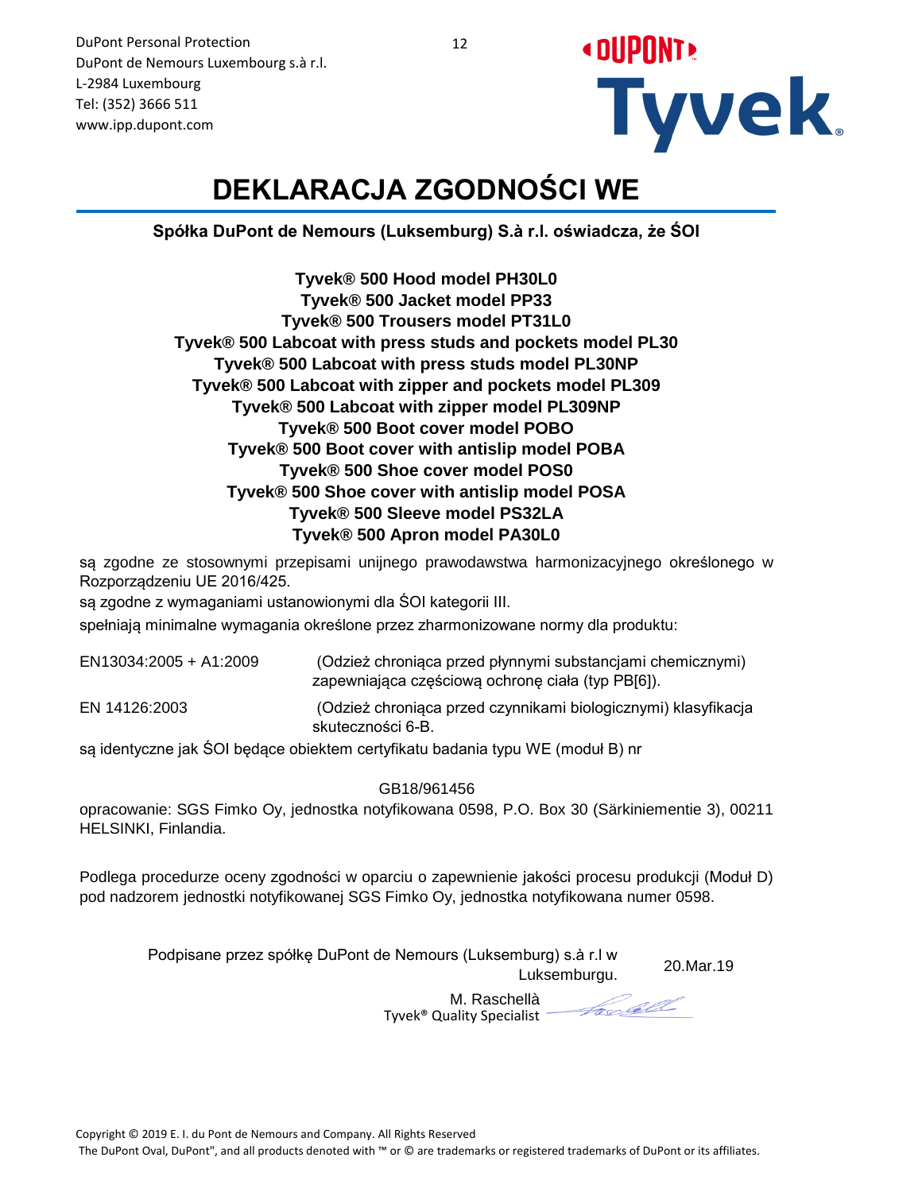DuPont Personal Protection
DuPont de Nemours Luxembourg s.à r.l.
L-2984 Luxembourg
Tel: (352) 3666 511
www.ipp.dupont.com

# DEKLARACJA ZGODNOŚCI WE

**Spółka DuPont de Nemours (Luksemburg) S.à r.l. oświadcza, że ŚOI**

**Tyvek® 500 Hood model PH30L0**
**Tyvek® 500 Jacket model PP33**
**Tyvek® 500 Trousers model PT31L0**
**Tyvek® 500 Labcoat with press studs and pockets model PL30**
**Tyvek® 500 Labcoat with press studs model PL30NP**
**Tyvek® 500 Labcoat with zipper and pockets model PL309**
**Tyvek® 500 Labcoat with zipper model PL309NP**
**Tyvek® 500 Boot cover model POBO**
**Tyvek® 500 Boot cover with antislip model POBA**
**Tyvek® 500 Shoe cover model POS0**
**Tyvek® 500 Shoe cover with antislip model POSA**
**Tyvek® 500 Sleeve model PS32LA**
**Tyvek® 500 Apron model PA30L0**

są zgodne ze stosownymi przepisami unijnego prawodawstwa harmonizacyjnego określonego w Rozporządzeniu UE 2016/425.

są zgodne z wymaganiami ustanowionymi dla ŚOI kategorii III.

spełniają minimalne wymagania określone przez zharmonizowane normy dla produktu:

| | |
|---|---|
| EN13034:2005 + A1:2009 | (Odzież chroniąca przed płynnymi substancjami chemicznymi) zapewniająca częściową ochronę ciała (typ PB[6]). |
| EN 14126:2003 | (Odzież chroniąca przed czynnikami biologicznymi) klasyfikacja skuteczności 6-B. |

są identyczne jak ŚOI będące obiektem certyfikatu badania typu WE (moduł B) nr

GB18/961456

opracowanie: SGS Fimko Oy, jednostka notyfikowana 0598, P.O. Box 30 (Särkiniementie 3), 00211 HELSINKI, Finlandia.

Podlega procedurze oceny zgodności w oparciu o zapewnienie jakości procesu produkcji (Moduł D) pod nadzorem jednostki notyfikowanej SGS Fimko Oy, jednostka notyfikowana numer 0598.

Podpisane przez spółkę DuPont de Nemours (Luksemburg) s.à r.l w Luksemburgu. 20.Mar.19

M. Raschellà
Tyvek® Quality Specialist

Copyright © 2019 E. I. du Pont de Nemours and Company. All Rights Reserved
The DuPont Oval, DuPont", and all products denoted with ™ or © are trademarks or registered trademarks of DuPont or its affiliates.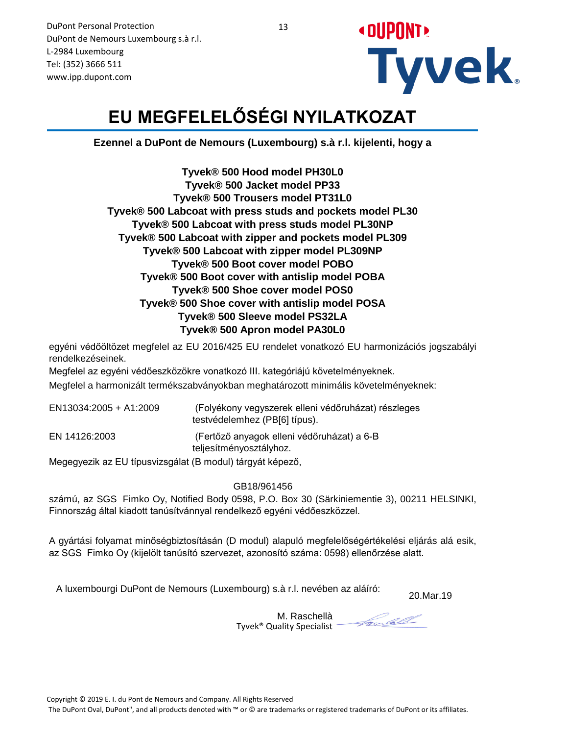DuPont Personal Protection
DuPont de Nemours Luxembourg s.à r.l.
L-2984 Luxembourg
Tel: (352) 3666 511
www.ipp.dupont.com

# EU MEGFELELŐSÉGI NYILATKOZAT

**Ezennel a DuPont de Nemours (Luxembourg) s.à r.l. kijelenti, hogy a**

**Tyvek® 500 Hood model PH30L0**
**Tyvek® 500 Jacket model PP33**
**Tyvek® 500 Trousers model PT31L0**
**Tyvek® 500 Labcoat with press studs and pockets model PL30**
**Tyvek® 500 Labcoat with press studs model PL30NP**
**Tyvek® 500 Labcoat with zipper and pockets model PL309**
**Tyvek® 500 Labcoat with zipper model PL309NP**
**Tyvek® 500 Boot cover model POBO**
**Tyvek® 500 Boot cover with antislip model POBA**
**Tyvek® 500 Shoe cover model POS0**
**Tyvek® 500 Shoe cover with antislip model POSA**
**Tyvek® 500 Sleeve model PS32LA**
**Tyvek® 500 Apron model PA30L0**

egyéni védőöltözet megfelel az EU 2016/425 EU rendelet vonatkozó EU harmonizációs jogszabályi rendelkezéseinek.

Megfelel az egyéni védőeszközökre vonatkozó III. kategóriájú követelményeknek.

Megfelel a harmonizált termékszabványokban meghatározott minimális követelményeknek:

| | |
|---|---|
| EN13034:2005 + A1:2009 | (Folyékony vegyszerek elleni védőruházat) részleges testvédelemhez (PB[6] típus). |
| EN 14126:2003 | (Fertőző anyagok elleni védőruházat) a 6-B teljesítményosztályhoz. |

Megegyezik az EU típusvizsgálat (B modul) tárgyát képező,

GB18/961456

számú, az SGS Fimko Oy, Notified Body 0598, P.O. Box 30 (Särkiniementie 3), 00211 HELSINKI, Finnország által kiadott tanúsítvánnyal rendelkező egyéni védőeszközzel.

A gyártási folyamat minőségbiztosításán (D modul) alapuló megfelelőségértékelési eljárás alá esik, az SGS Fimko Oy (kijelölt tanúsító szervezet, azonosító száma: 0598) ellenőrzése alatt.

A luxembourgi DuPont de Nemours (Luxembourg) s.à r.l. nevében az aláíró: 20.Mar.19

M. Raschellà
Tyvek® Quality Specialist

Copyright © 2019 E. I. du Pont de Nemours and Company. All Rights Reserved
The DuPont Oval, DuPont", and all products denoted with ™ or © are trademarks or registered trademarks of DuPont or its affiliates.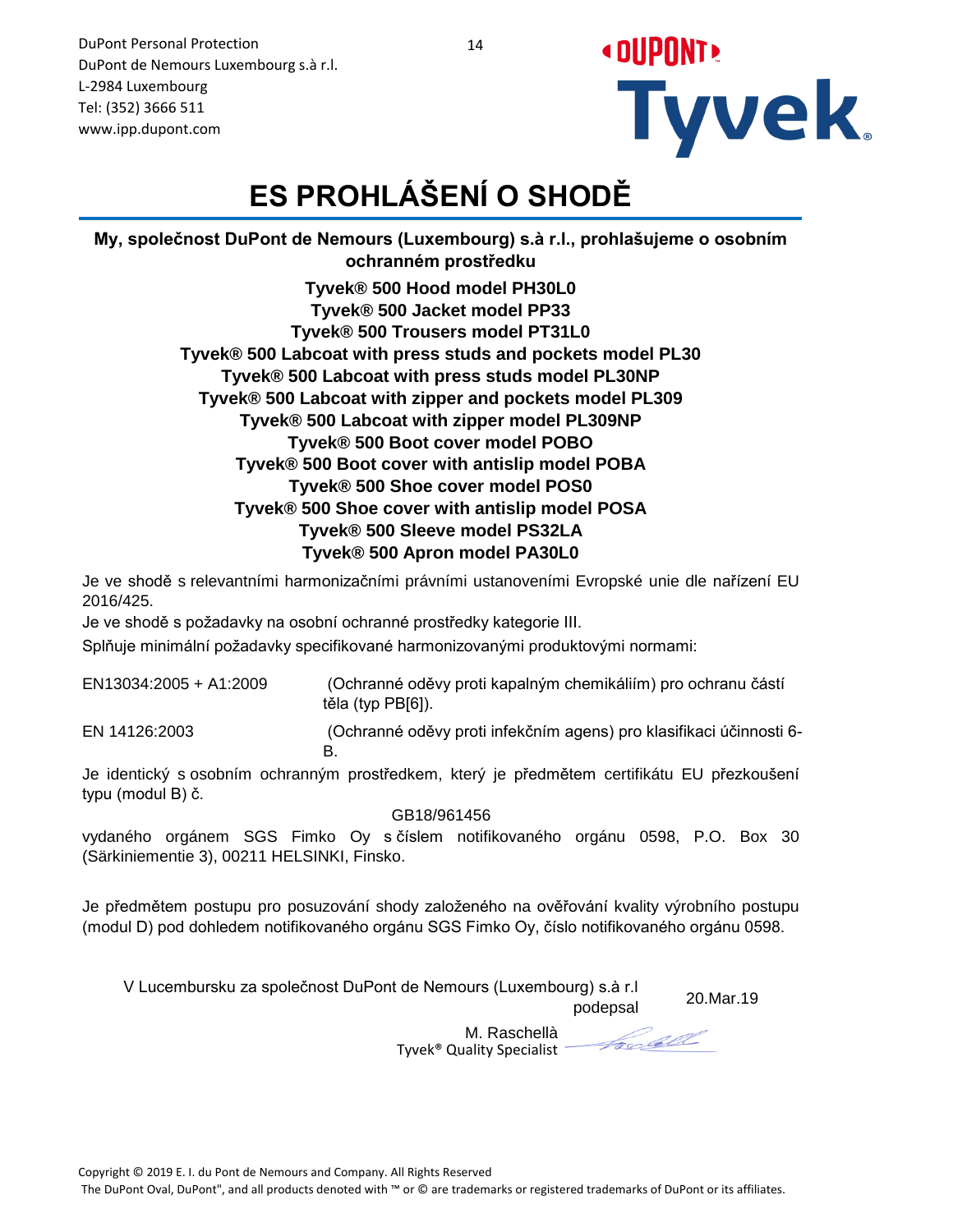DuPont Personal Protection
DuPont de Nemours Luxembourg s.à r.l.
L-2984 Luxembourg
Tel: (352) 3666 511
www.ipp.dupont.com

# ES PROHLÁŠENÍ O SHODĚ

**My, společnost DuPont de Nemours (Luxembourg) s.à r.l., prohlašujeme o osobním ochranném prostředku**

**Tyvek® 500 Hood model PH30L0**
**Tyvek® 500 Jacket model PP33**
**Tyvek® 500 Trousers model PT31L0**
**Tyvek® 500 Labcoat with press studs and pockets model PL30**
**Tyvek® 500 Labcoat with press studs model PL30NP**
**Tyvek® 500 Labcoat with zipper and pockets model PL309**
**Tyvek® 500 Labcoat with zipper model PL309NP**
**Tyvek® 500 Boot cover model POBO**
**Tyvek® 500 Boot cover with antislip model POBA**
**Tyvek® 500 Shoe cover model POS0**
**Tyvek® 500 Shoe cover with antislip model POSA**
**Tyvek® 500 Sleeve model PS32LA**
**Tyvek® 500 Apron model PA30L0**

Je ve shodě s relevantními harmonizačními právními ustanoveními Evropské unie dle nařízení EU 2016/425.

Je ve shodě s požadavky na osobní ochranné prostředky kategorie III.

Splňuje minimální požadavky specifikované harmonizovanými produktovými normami:

| | |
|---|---|
| EN13034:2005 + A1:2009 | (Ochranné oděvy proti kapalným chemikáliím) pro ochranu částí těla (typ PB[6]). |
| EN 14126:2003 | (Ochranné oděvy proti infekčním agens) pro klasifikaci účinnosti 6-B. |

Je identický s osobním ochranným prostředkem, který je předmětem certifikátu EU přezkoušení typu (modul B) č.

GB18/961456

vydaného orgánem SGS Fimko Oy s číslem notifikovaného orgánu 0598, P.O. Box 30 (Särkiniementie 3), 00211 HELSINKI, Finsko.

Je předmětem postupu pro posuzování shody založeného na ověřování kvality výrobního postupu (modul D) pod dohledem notifikovaného orgánu SGS Fimko Oy, číslo notifikovaného orgánu 0598.

V Lucembursku za společnost DuPont de Nemours (Luxembourg) s.à r.l podepsal 20.Mar.19

M. Raschellà
Tyvek® Quality Specialist

Copyright © 2019 E. I. du Pont de Nemours and Company. All Rights Reserved
The DuPont Oval, DuPont", and all products denoted with ™ or © are trademarks or registered trademarks of DuPont or its affiliates.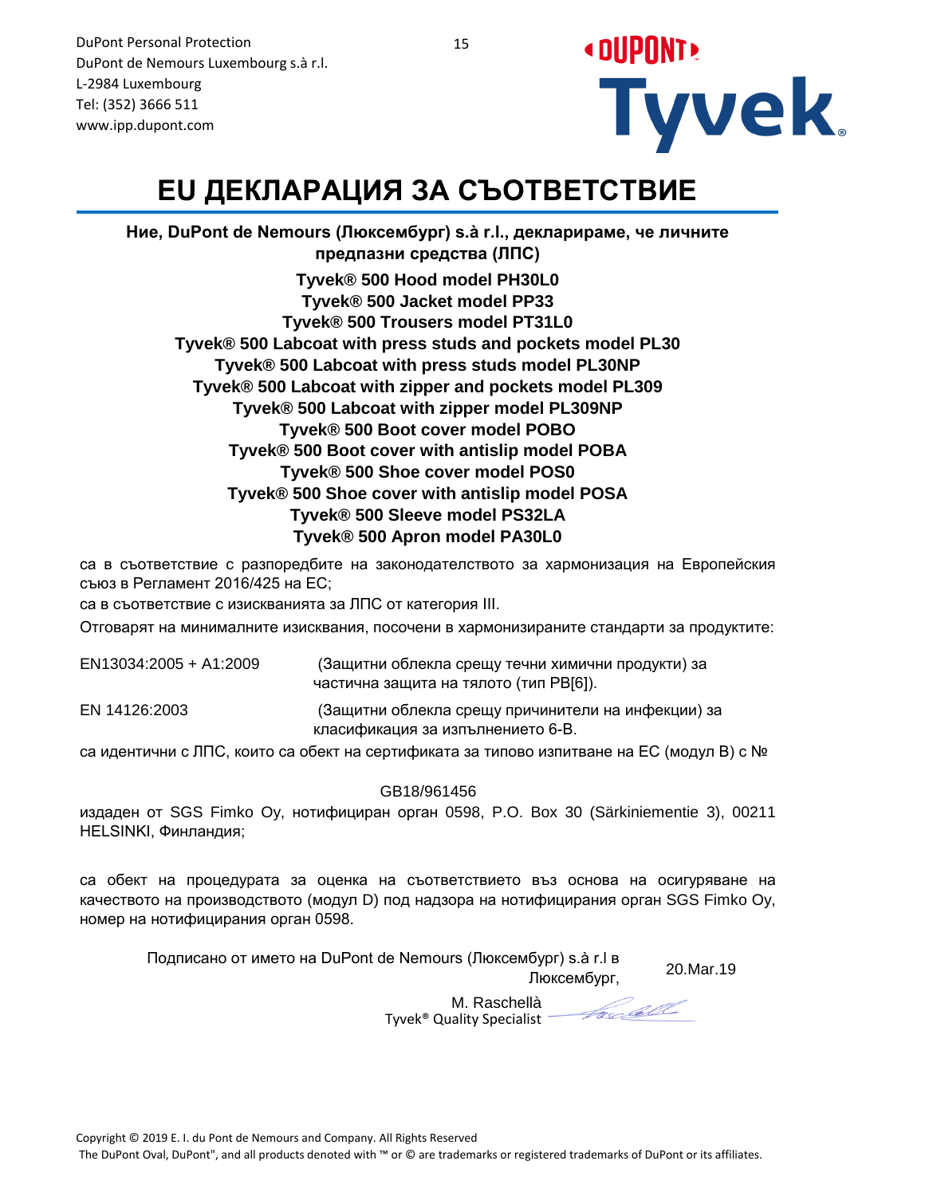DuPont Personal Protection
DuPont de Nemours Luxembourg s.à r.l.
L-2984 Luxembourg
Tel: (352) 3666 511
www.ipp.dupont.com

# EU ДЕКЛАРАЦИЯ ЗА СЪОТВЕТСТВИЕ

**Ние, DuPont de Nemours (Люксембург) s.à r.l., декларираме, че личните предпазни средства (ЛПС)**

**Tyvek® 500 Hood model PH30L0**
**Tyvek® 500 Jacket model PP33**
**Tyvek® 500 Trousers model PT31L0**
**Tyvek® 500 Labcoat with press studs and pockets model PL30**
**Tyvek® 500 Labcoat with press studs model PL30NP**
**Tyvek® 500 Labcoat with zipper and pockets model PL309**
**Tyvek® 500 Labcoat with zipper model PL309NP**
**Tyvek® 500 Boot cover model POBO**
**Tyvek® 500 Boot cover with antislip model POBA**
**Tyvek® 500 Shoe cover model POS0**
**Tyvek® 500 Shoe cover with antislip model POSA**
**Tyvek® 500 Sleeve model PS32LA**
**Tyvek® 500 Apron model PA30L0**

са в съответствие с разпоредбите на законодателството за хармонизация на Европейския съюз в Регламент 2016/425 на ЕС;

са в съответствие с изискванията за ЛПС от категория III.

Отговарят на минималните изисквания, посочени в хармонизираните стандарти за продуктите:

| | |
|---|---|
| EN13034:2005 + A1:2009 | (Защитни облекла срещу течни химични продукти) за частична защита на тялото (тип PB[6]). |
| EN 14126:2003 | (Защитни облекла срещу причинители на инфекции) за класификация за изпълнението 6-B. |

са идентични с ЛПС, които са обект на сертификата за типово изпитване на ЕС (модул В) с №

GB18/961456

издаден от SGS Fimko Oy, нотифициран орган 0598, P.O. Box 30 (Särkiniementie 3), 00211 HELSINKI, Финландия;

са обект на процедурата за оценка на съответствието въз основа на осигуряване на качеството на производството (модул D) под надзора на нотифицирания орган SGS Fimko Oy, номер на нотифицирания орган 0598.

Подписано от името на DuPont de Nemours (Люксембург) s.à r.l в Люксембург, 20.Mar.19

M. Raschellà
Tyvek® Quality Specialist

Copyright © 2019 E. I. du Pont de Nemours and Company. All Rights Reserved
The DuPont Oval, DuPont", and all products denoted with ™ or © are trademarks or registered trademarks of DuPont or its affiliates.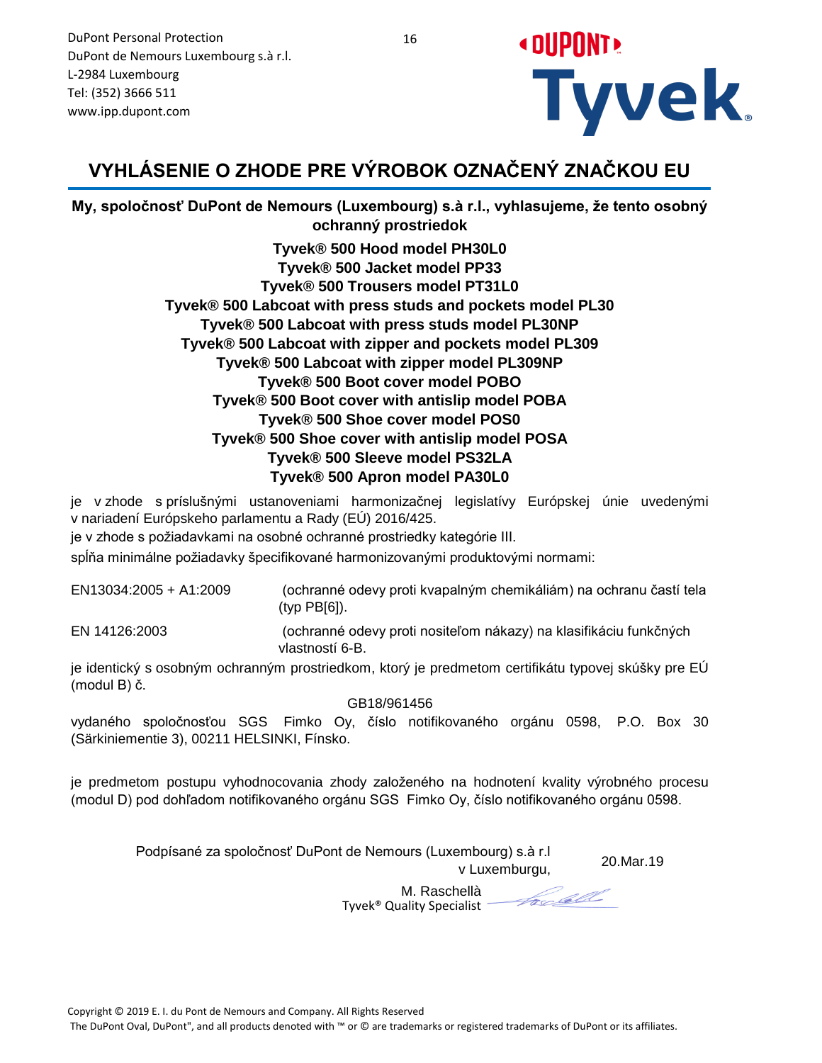DuPont Personal Protection
DuPont de Nemours Luxembourg s.à r.l.
L-2984 Luxembourg
Tel: (352) 3666 511
www.ipp.dupont.com

# VYHLÁSENIE O ZHODE PRE VÝROBOK OZNAČENÝ ZNAČKOU EU

**My, spoločnosť DuPont de Nemours (Luxembourg) s.à r.l., vyhlasujeme, že tento osobný ochranný prostriedok**

**Tyvek® 500 Hood model PH30L0**
**Tyvek® 500 Jacket model PP33**
**Tyvek® 500 Trousers model PT31L0**
**Tyvek® 500 Labcoat with press studs and pockets model PL30**
**Tyvek® 500 Labcoat with press studs model PL30NP**
**Tyvek® 500 Labcoat with zipper and pockets model PL309**
**Tyvek® 500 Labcoat with zipper model PL309NP**
**Tyvek® 500 Boot cover model POBO**
**Tyvek® 500 Boot cover with antislip model POBA**
**Tyvek® 500 Shoe cover model POS0**
**Tyvek® 500 Shoe cover with antislip model POSA**
**Tyvek® 500 Sleeve model PS32LA**
**Tyvek® 500 Apron model PA30L0**

je v zhode s príslušnými ustanoveniami harmonizačnej legislatívy Európskej únie uvedenými v nariadení Európskeho parlamentu a Rady (EÚ) 2016/425.

je v zhode s požiadavkami na osobné ochranné prostriedky kategórie III.

spĺňa minimálne požiadavky špecifikované harmonizovanými produktovými normami:

| | |
|---|---|
| EN13034:2005 + A1:2009 | (ochranné odevy proti kvapalným chemikáliám) na ochranu častí tela (typ PB[6]). |
| EN 14126:2003 | (ochranné odevy proti nositeľom nákazy) na klasifikáciu funkčných vlastností 6-B. |

je identický s osobným ochranným prostriedkom, ktorý je predmetom certifikátu typovej skúšky pre EÚ (modul B) č.

GB18/961456

vydaného spoločnosťou SGS Fimko Oy, číslo notifikovaného orgánu 0598, P.O. Box 30 (Särkiniementie 3), 00211 HELSINKI, Fínsko.

je predmetom postupu vyhodnocovania zhody založeného na hodnotení kvality výrobného procesu (modul D) pod dohľadom notifikovaného orgánu SGS Fimko Oy, číslo notifikovaného orgánu 0598.

Podpísané za spoločnosť DuPont de Nemours (Luxembourg) s.à r.l v Luxemburgu, 20.Mar.19

M. Raschellà
Tyvek® Quality Specialist

Copyright © 2019 E. I. du Pont de Nemours and Company. All Rights Reserved
The DuPont Oval, DuPont", and all products denoted with ™ or © are trademarks or registered trademarks of DuPont or its affiliates.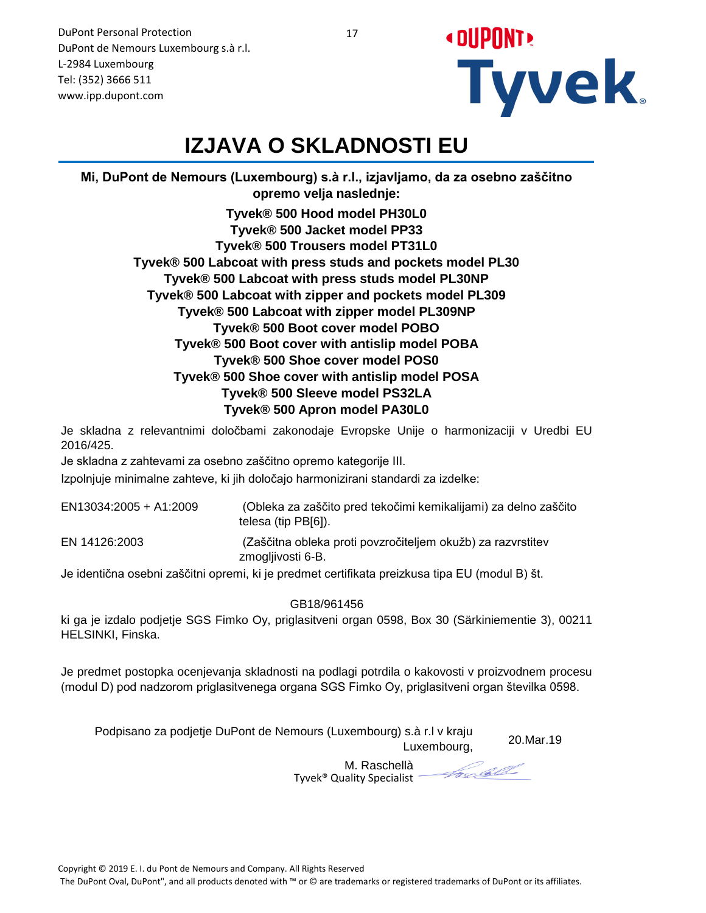DuPont Personal Protection
DuPont de Nemours Luxembourg s.à r.l.
L-2984 Luxembourg
Tel: (352) 3666 511
www.ipp.dupont.com

# IZJAVA O SKLADNOSTI EU

**Mi, DuPont de Nemours (Luxembourg) s.à r.l., izjavljamo, da za osebno zaščitno opremo velja naslednje:**

**Tyvek® 500 Hood model PH30L0**
**Tyvek® 500 Jacket model PP33**
**Tyvek® 500 Trousers model PT31L0**
**Tyvek® 500 Labcoat with press studs and pockets model PL30**
**Tyvek® 500 Labcoat with press studs model PL30NP**
**Tyvek® 500 Labcoat with zipper and pockets model PL309**
**Tyvek® 500 Labcoat with zipper model PL309NP**
**Tyvek® 500 Boot cover model POBO**
**Tyvek® 500 Boot cover with antislip model POBA**
**Tyvek® 500 Shoe cover model POS0**
**Tyvek® 500 Shoe cover with antislip model POSA**
**Tyvek® 500 Sleeve model PS32LA**
**Tyvek® 500 Apron model PA30L0**

Je skladna z relevantnimi določbami zakonodaje Evropske Unije o harmonizaciji v Uredbi EU 2016/425.

Je skladna z zahtevami za osebno zaščitno opremo kategorije III.

Izpolnjuje minimalne zahteve, ki jih določajo harmonizirani standardi za izdelke:

| | |
|---|---|
| EN13034:2005 + A1:2009 | (Obleka za zaščito pred tekočimi kemikalijami) za delno zaščito telesa (tip PB[6]). |
| EN 14126:2003 | (Zaščitna obleka proti povzročiteljem okužb) za razvrstitev zmogljivosti 6-B. |

Je identična osebni zaščitni opremi, ki je predmet certifikata preizkusa tipa EU (modul B) št.

GB18/961456

ki ga je izdalo podjetje SGS Fimko Oy, priglasitveni organ 0598, Box 30 (Särkiniementie 3), 00211 HELSINKI, Finska.

Je predmet postopka ocenjevanja skladnosti na podlagi potrdila o kakovosti v proizvodnem procesu (modul D) pod nadzorom priglasitvenega organa SGS Fimko Oy, priglasitveni organ številka 0598.

Podpisano za podjetje DuPont de Nemours (Luxembourg) s.à r.l v kraju Luxembourg, 20.Mar.19

M. Raschellà
Tyvek® Quality Specialist

Copyright © 2019 E. I. du Pont de Nemours and Company. All Rights Reserved
The DuPont Oval, DuPont", and all products denoted with ™ or © are trademarks or registered trademarks of DuPont or its affiliates.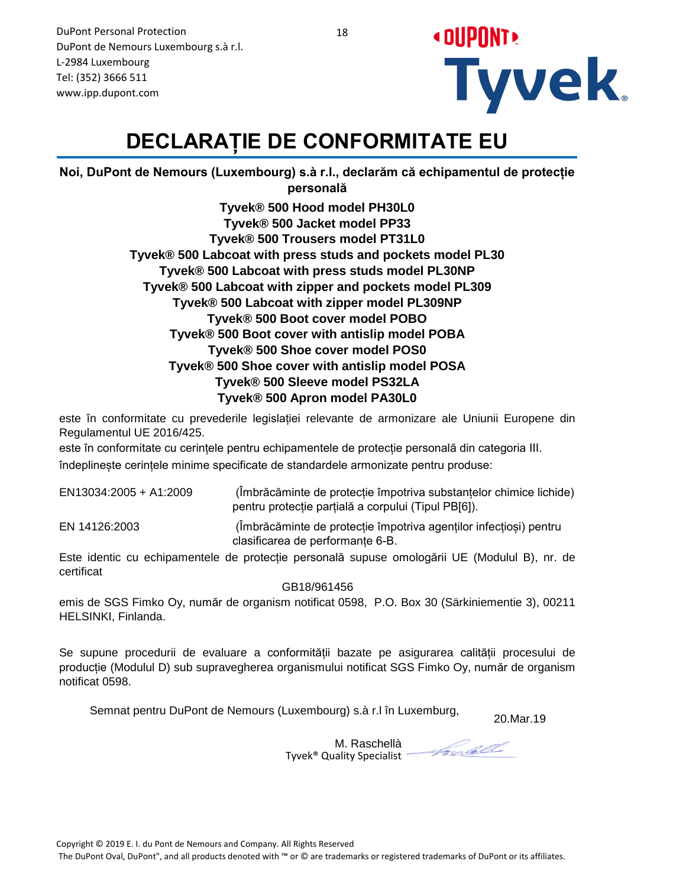DuPont Personal Protection
DuPont de Nemours Luxembourg s.à r.l.
L-2984 Luxembourg
Tel: (352) 3666 511
www.ipp.dupont.com

# DECLARAȚIE DE CONFORMITATE EU

**Noi, DuPont de Nemours (Luxembourg) s.à r.l., declarăm că echipamentul de protecție personală**

**Tyvek® 500 Hood model PH30L0**
**Tyvek® 500 Jacket model PP33**
**Tyvek® 500 Trousers model PT31L0**
**Tyvek® 500 Labcoat with press studs and pockets model PL30**
**Tyvek® 500 Labcoat with press studs model PL30NP**
**Tyvek® 500 Labcoat with zipper and pockets model PL309**
**Tyvek® 500 Labcoat with zipper model PL309NP**
**Tyvek® 500 Boot cover model POBO**
**Tyvek® 500 Boot cover with antislip model POBA**
**Tyvek® 500 Shoe cover model POS0**
**Tyvek® 500 Shoe cover with antislip model POSA**
**Tyvek® 500 Sleeve model PS32LA**
**Tyvek® 500 Apron model PA30L0**

este în conformitate cu prevederile legislației relevante de armonizare ale Uniunii Europene din Regulamentul UE 2016/425.

este în conformitate cu cerințele pentru echipamentele de protecție personală din categoria III.

îndeplinește cerințele minime specificate de standardele armonizate pentru produse:

| | |
|---|---|
| EN13034:2005 + A1:2009 | (Îmbrăcăminte de protecție împotriva substanțelor chimice lichide) pentru protecție parțială a corpului (Tipul PB[6]). |
| EN 14126:2003 | (Îmbrăcăminte de protecție împotriva agenților infecțioși) pentru clasificarea de performanțe 6-B. |

Este identic cu echipamentele de protecție personală supuse omologării UE (Modulul B), nr. de certificat

GB18/961456

emis de SGS Fimko Oy, număr de organism notificat 0598, P.O. Box 30 (Särkiniementie 3), 00211 HELSINKI, Finlanda.

Se supune procedurii de evaluare a conformității bazate pe asigurarea calității procesului de producție (Modulul D) sub supravegherea organismului notificat SGS Fimko Oy, număr de organism notificat 0598.

Semnat pentru DuPont de Nemours (Luxembourg) s.à r.l în Luxemburg, 20.Mar.19

M. Raschellà
Tyvek® Quality Specialist

Copyright © 2019 E. I. du Pont de Nemours and Company. All Rights Reserved
The DuPont Oval, DuPont", and all products denoted with ™ or © are trademarks or registered trademarks of DuPont or its affiliates.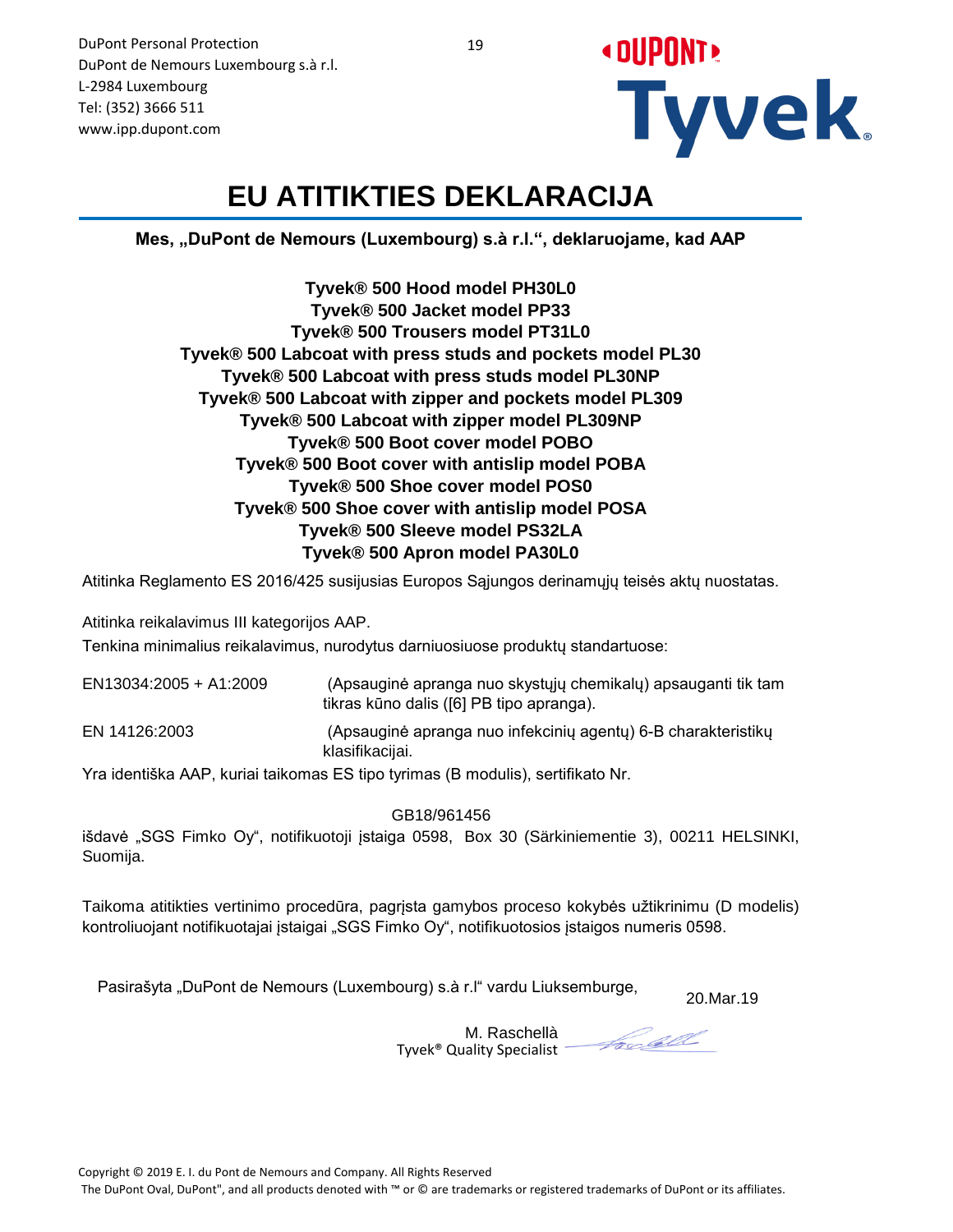DuPont Personal Protection
DuPont de Nemours Luxembourg s.à r.l.
L-2984 Luxembourg
Tel: (352) 3666 511
www.ipp.dupont.com

# EU ATITIKTIES DEKLARACIJA

**Mes, „DuPont de Nemours (Luxembourg) s.à r.l.“, deklaruojame, kad AAP**

**Tyvek® 500 Hood model PH30L0**
**Tyvek® 500 Jacket model PP33**
**Tyvek® 500 Trousers model PT31L0**
**Tyvek® 500 Labcoat with press studs and pockets model PL30**
**Tyvek® 500 Labcoat with press studs model PL30NP**
**Tyvek® 500 Labcoat with zipper and pockets model PL309**
**Tyvek® 500 Labcoat with zipper model PL309NP**
**Tyvek® 500 Boot cover model POBO**
**Tyvek® 500 Boot cover with antislip model POBA**
**Tyvek® 500 Shoe cover model POS0**
**Tyvek® 500 Shoe cover with antislip model POSA**
**Tyvek® 500 Sleeve model PS32LA**
**Tyvek® 500 Apron model PA30L0**

Atitinka Reglamento ES 2016/425 susijusias Europos Sąjungos derinamųjų teisės aktų nuostatas.

Atitinka reikalavimus III kategorijos AAP.

Tenkina minimalius reikalavimus, nurodytus darniuosiuose produktų standartuose:

| | |
|---|---|
| EN13034:2005 + A1:2009 | (Apsauginė apranga nuo skystųjų chemikalų) apsauganti tik tam tikras kūno dalis ([6] PB tipo apranga). |
| EN 14126:2003 | (Apsauginė apranga nuo infekcinių agentų) 6-B charakteristikų klasifikacijai. |

Yra identiška AAP, kuriai taikomas ES tipo tyrimas (B modulis), sertifikato Nr.

GB18/961456

išdavė „SGS Fimko Oy“, notifikuotoji įstaiga 0598, Box 30 (Särkiniementie 3), 00211 HELSINKI, Suomija.

Taikoma atitikties vertinimo procedūra, pagrįsta gamybos proceso kokybės užtikrinimu (D modelis) kontroliuojant notifikuotajai įstaigai „SGS Fimko Oy“, notifikuotosios įstaigos numeris 0598.

Pasirašyta „DuPont de Nemours (Luxembourg) s.à r.l“ vardu Liuksemburge, 20.Mar.19

M. Raschellà
Tyvek® Quality Specialist

Copyright © 2019 E. I. du Pont de Nemours and Company. All Rights Reserved
The DuPont Oval, DuPont", and all products denoted with ™ or © are trademarks or registered trademarks of DuPont or its affiliates.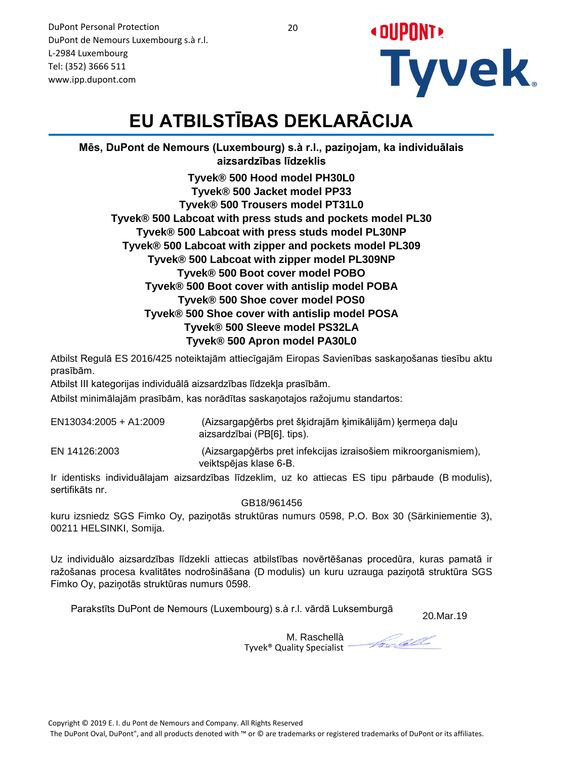DuPont Personal Protection
DuPont de Nemours Luxembourg s.à r.l.
L-2984 Luxembourg
Tel: (352) 3666 511
www.ipp.dupont.com

# EU ATBILSTĪBAS DEKLARĀCIJA

**Mēs, DuPont de Nemours (Luxembourg) s.à r.l., paziņojam, ka individuālais aizsardzības līdzeklis**

**Tyvek® 500 Hood model PH30L0**
**Tyvek® 500 Jacket model PP33**
**Tyvek® 500 Trousers model PT31L0**
**Tyvek® 500 Labcoat with press studs and pockets model PL30**
**Tyvek® 500 Labcoat with press studs model PL30NP**
**Tyvek® 500 Labcoat with zipper and pockets model PL309**
**Tyvek® 500 Labcoat with zipper model PL309NP**
**Tyvek® 500 Boot cover model POBO**
**Tyvek® 500 Boot cover with antislip model POBA**
**Tyvek® 500 Shoe cover model POS0**
**Tyvek® 500 Shoe cover with antislip model POSA**
**Tyvek® 500 Sleeve model PS32LA**
**Tyvek® 500 Apron model PA30L0**

Atbilst Regulā ES 2016/425 noteiktajām attiecīgajām Eiropas Savienības saskaņošanas tiesību aktu prasībām.

Atbilst III kategorijas individuālā aizsardzības līdzekļa prasībām.

Atbilst minimālajām prasībām, kas norādītas saskaņotajos ražojumu standartos:

| | |
|---|---|
| EN13034:2005 + A1:2009 | (Aizsargapģērbs pret šķidrajām ķimikālijām) ķermeņa daļu aizsardzībai (PB[6]. tips). |
| EN 14126:2003 | (Aizsargapģērbs pret infekcijas izraisošiem mikroorganismiem), veiktspējas klase 6-B. |

Ir identisks individuālajam aizsardzības līdzeklim, uz ko attiecas ES tipu pārbaude (B modulis), sertifikāts nr.

GB18/961456

kuru izsniedz SGS Fimko Oy, paziņotās struktūras numurs 0598, P.O. Box 30 (Särkiniementie 3), 00211 HELSINKI, Somija.

Uz individuālo aizsardzības līdzekli attiecas atbilstības novērtēšanas procedūra, kuras pamatā ir ražošanas procesa kvalitātes nodrošināšana (D modulis) un kuru uzrauga paziņotā struktūra SGS Fimko Oy, paziņotās struktūras numurs 0598.

Parakstīts DuPont de Nemours (Luxembourg) s.à r.l. vārdā Luksemburgā

20.Mar.19

M. Raschellà
Tyvek® Quality Specialist

Copyright © 2019 E. I. du Pont de Nemours and Company. All Rights Reserved
The DuPont Oval, DuPont", and all products denoted with ™ or © are trademarks or registered trademarks of DuPont or its affiliates.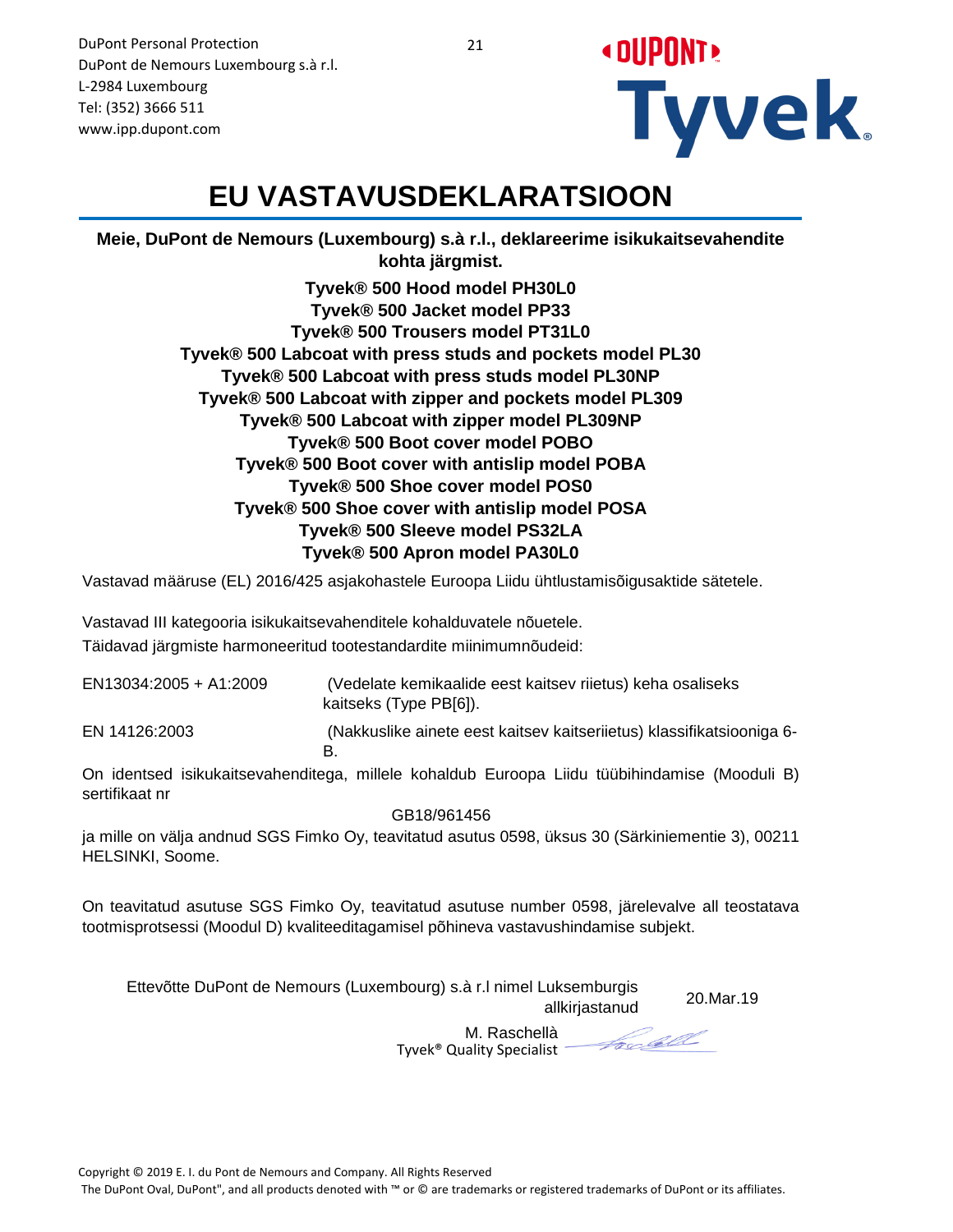DuPont Personal Protection
DuPont de Nemours Luxembourg s.à r.l.
L-2984 Luxembourg
Tel: (352) 3666 511
www.ipp.dupont.com

# EU VASTAVUSDEKLARATSIOON

**Meie, DuPont de Nemours (Luxembourg) s.à r.l., deklareerime isikukaitsevahendite kohta järgmist.**

**Tyvek® 500 Hood model PH30L0**
**Tyvek® 500 Jacket model PP33**
**Tyvek® 500 Trousers model PT31L0**
**Tyvek® 500 Labcoat with press studs and pockets model PL30**
**Tyvek® 500 Labcoat with press studs model PL30NP**
**Tyvek® 500 Labcoat with zipper and pockets model PL309**
**Tyvek® 500 Labcoat with zipper model PL309NP**
**Tyvek® 500 Boot cover model POBO**
**Tyvek® 500 Boot cover with antislip model POBA**
**Tyvek® 500 Shoe cover model POS0**
**Tyvek® 500 Shoe cover with antislip model POSA**
**Tyvek® 500 Sleeve model PS32LA**
**Tyvek® 500 Apron model PA30L0**

Vastavad määruse (EL) 2016/425 asjakohastele Euroopa Liidu ühtlustamisõigusaktide sätetele.

Vastavad III kategooria isikukaitsevahenditele kohalduvatele nõuetele.
Täidavad järgmiste harmoneeritud tootestandardite miinimumnõudeid:

| | |
|---|---|
| EN13034:2005 + A1:2009 | (Vedelate kemikaalide eest kaitsev riietus) keha osaliseks kaitseks (Type PB[6]). |
| EN 14126:2003 | (Nakkuslike ainete eest kaitsev kaitseriietus) klassifikatsiooniga 6-B. |

On identsed isikukaitsevahenditega, millele kohaldub Euroopa Liidu tüübihindamise (Mooduli B) sertifikaat nr

GB18/961456

ja mille on välja andnud SGS Fimko Oy, teavitatud asutus 0598, üksus 30 (Särkiniementie 3), 00211 HELSINKI, Soome.

On teavitatud asutuse SGS Fimko Oy, teavitatud asutuse number 0598, järelevalve all teostatava tootmisprotsessi (Moodul D) kvaliteeditagamisel põhineva vastavushindamise subjekt.

Ettevõtte DuPont de Nemours (Luxembourg) s.à r.l nimel Luksemburgis allkirjastanud — 20.Mar.19

M. Raschellà
Tyvek® Quality Specialist

Copyright © 2019 E. I. du Pont de Nemours and Company. All Rights Reserved
The DuPont Oval, DuPont", and all products denoted with ™ or © are trademarks or registered trademarks of DuPont or its affiliates.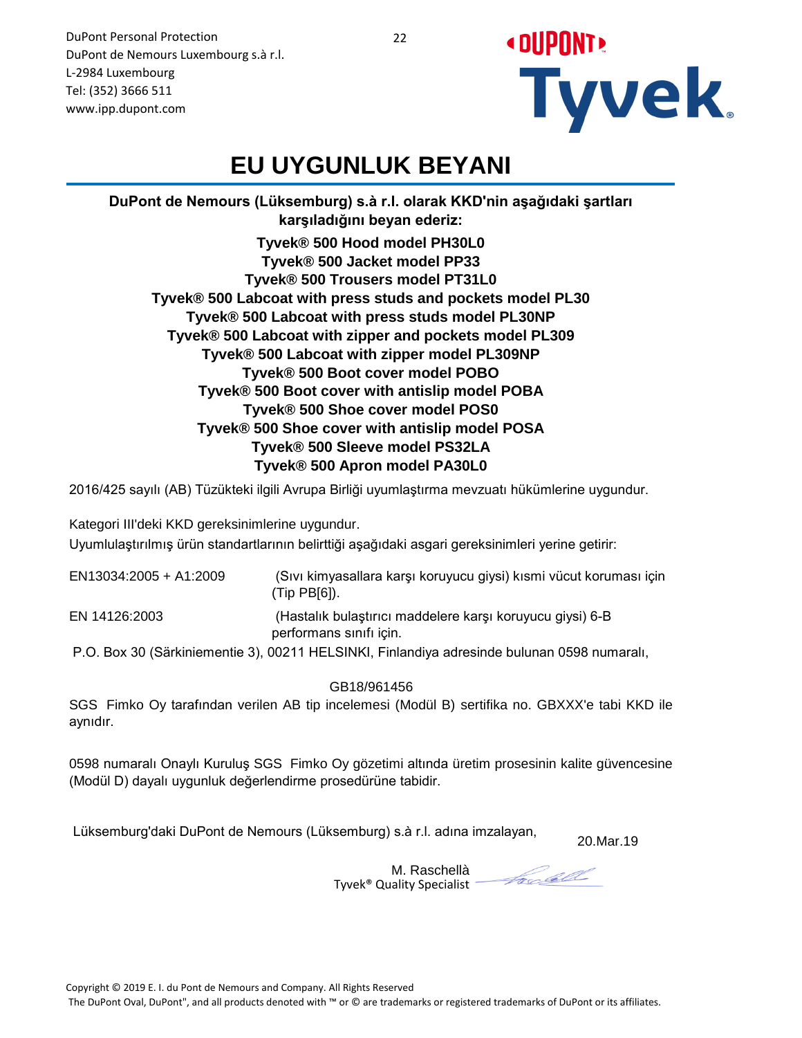DuPont Personal Protection
DuPont de Nemours Luxembourg s.à r.l.
L-2984 Luxembourg
Tel: (352) 3666 511
www.ipp.dupont.com

# EU UYGUNLUK BEYANI

**DuPont de Nemours (Lüksemburg) s.à r.l. olarak KKD'nin aşağıdaki şartları karşıladığını beyan ederiz:**

**Tyvek® 500 Hood model PH30L0**
**Tyvek® 500 Jacket model PP33**
**Tyvek® 500 Trousers model PT31L0**
**Tyvek® 500 Labcoat with press studs and pockets model PL30**
**Tyvek® 500 Labcoat with press studs model PL30NP**
**Tyvek® 500 Labcoat with zipper and pockets model PL309**
**Tyvek® 500 Labcoat with zipper model PL309NP**
**Tyvek® 500 Boot cover model POBO**
**Tyvek® 500 Boot cover with antislip model POBA**
**Tyvek® 500 Shoe cover model POS0**
**Tyvek® 500 Shoe cover with antislip model POSA**
**Tyvek® 500 Sleeve model PS32LA**
**Tyvek® 500 Apron model PA30L0**

2016/425 sayılı (AB) Tüzükteki ilgili Avrupa Birliği uyumlaştırma mevzuatı hükümlerine uygundur.

Kategori III'deki KKD gereksinimlerine uygundur.
Uyumlulaştırılmış ürün standartlarının belirttiği aşağıdaki asgari gereksinimleri yerine getirir:

| | |
|---|---|
| EN13034:2005 + A1:2009 | (Sıvı kimyasallara karşı koruyucu giysi) kısmi vücut koruması için (Tip PB[6]). |
| EN 14126:2003 | (Hastalık bulaştırıcı maddelere karşı koruyucu giysi) 6-B performans sınıfı için. |

P.O. Box 30 (Särkiniementie 3), 00211 HELSINKI, Finlandiya adresinde bulunan 0598 numaralı,

GB18/961456

SGS Fimko Oy tarafından verilen AB tip incelemesi (Modül B) sertifika no. GBXXX'e tabi KKD ile aynıdır.

0598 numaralı Onaylı Kuruluş SGS Fimko Oy gözetimi altında üretim prosesinin kalite güvencesine (Modül D) dayalı uygunluk değerlendirme prosedürüne tabidir.

Lüksemburg'daki DuPont de Nemours (Lüksemburg) s.à r.l. adına imzalayan,

20.Mar.19

M. Raschellà
Tyvek® Quality Specialist

Copyright © 2019 E. I. du Pont de Nemours and Company. All Rights Reserved
The DuPont Oval, DuPont", and all products denoted with ™ or © are trademarks or registered trademarks of DuPont or its affiliates.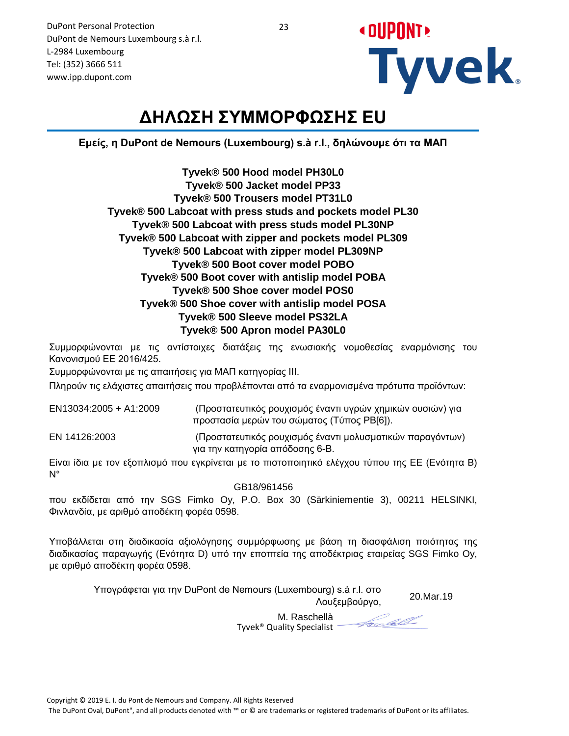DuPont Personal Protection
DuPont de Nemours Luxembourg s.à r.l.
L-2984 Luxembourg
Tel: (352) 3666 511
www.ipp.dupont.com

# ΔΗΛΩΣΗ ΣΥΜΜΟΡΦΩΣΗΣ EU

**Εμείς, η DuPont de Nemours (Luxembourg) s.à r.l., δηλώνουμε ότι τα ΜΑΠ**

**Tyvek® 500 Hood model PH30L0**
**Tyvek® 500 Jacket model PP33**
**Tyvek® 500 Trousers model PT31L0**
**Tyvek® 500 Labcoat with press studs and pockets model PL30**
**Tyvek® 500 Labcoat with press studs model PL30NP**
**Tyvek® 500 Labcoat with zipper and pockets model PL309**
**Tyvek® 500 Labcoat with zipper model PL309NP**
**Tyvek® 500 Boot cover model POBO**
**Tyvek® 500 Boot cover with antislip model POBA**
**Tyvek® 500 Shoe cover model POS0**
**Tyvek® 500 Shoe cover with antislip model POSA**
**Tyvek® 500 Sleeve model PS32LA**
**Tyvek® 500 Apron model PA30L0**

Συμμορφώνονται με τις αντίστοιχες διατάξεις της ενωσιακής νομοθεσίας εναρμόνισης του Κανονισμού ΕΕ 2016/425.

Συμμορφώνονται με τις απαιτήσεις για ΜΑΠ κατηγορίας III.

Πληρούν τις ελάχιστες απαιτήσεις που προβλέπονται από τα εναρμονισμένα πρότυπα προϊόντων:

| | |
|---|---|
| EN13034:2005 + A1:2009 | (Προστατευτικός ρουχισμός έναντι υγρών χημικών ουσιών) για προστασία μερών του σώματος (Τύπος PB[6]). |
| EN 14126:2003 | (Προστατευτικός ρουχισμός έναντι μολυσματικών παραγόντων) για την κατηγορία απόδοσης 6-B. |

Είναι ίδια με τον εξοπλισμό που εγκρίνεται με το πιστοποιητικό ελέγχου τύπου της ΕΕ (Ενότητα B) N°

GB18/961456

που εκδίδεται από την SGS Fimko Oy, P.O. Box 30 (Särkiniementie 3), 00211 HELSINKI, Φινλανδία, με αριθμό αποδέκτη φορέα 0598.

Υποβάλλεται στη διαδικασία αξιολόγησης συμμόρφωσης με βάση τη διασφάλιση ποιότητας της διαδικασίας παραγωγής (Ενότητα D) υπό την εποπτεία της αποδέκτριας εταιρείας SGS Fimko Oy, με αριθμό αποδέκτη φορέα 0598.

Υπογράφεται για την DuPont de Nemours (Luxembourg) s.à r.l. στο Λουξεμβούργο, 20.Mar.19

M. Raschellà
Tyvek® Quality Specialist

Copyright © 2019 E. I. du Pont de Nemours and Company. All Rights Reserved
The DuPont Oval, DuPont", and all products denoted with ™ or © are trademarks or registered trademarks of DuPont or its affiliates.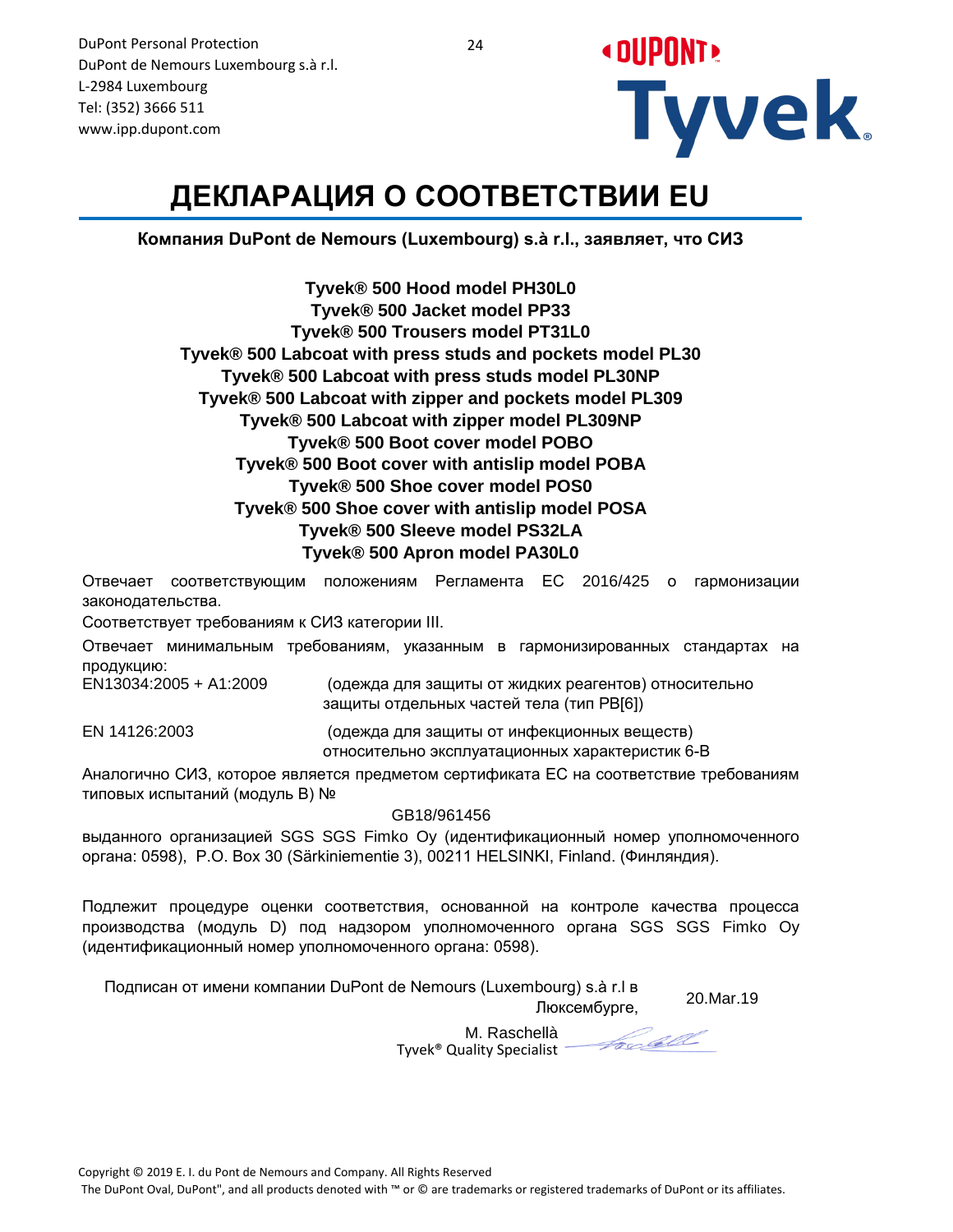DuPont Personal Protection
DuPont de Nemours Luxembourg s.à r.l.
L-2984 Luxembourg
Tel: (352) 3666 511
www.ipp.dupont.com

# ДЕКЛАРАЦИЯ О СООТВЕТСТВИИ EU

**Компания DuPont de Nemours (Luxembourg) s.à r.l., заявляет, что СИЗ**

**Tyvek® 500 Hood model PH30L0**
**Tyvek® 500 Jacket model PP33**
**Tyvek® 500 Trousers model PT31L0**
**Tyvek® 500 Labcoat with press studs and pockets model PL30**
**Tyvek® 500 Labcoat with press studs model PL30NP**
**Tyvek® 500 Labcoat with zipper and pockets model PL309**
**Tyvek® 500 Labcoat with zipper model PL309NP**
**Tyvek® 500 Boot cover model POBO**
**Tyvek® 500 Boot cover with antislip model POBA**
**Tyvek® 500 Shoe cover model POS0**
**Tyvek® 500 Shoe cover with antislip model POSA**
**Tyvek® 500 Sleeve model PS32LA**
**Tyvek® 500 Apron model PA30L0**

Отвечает соответствующим положениям Регламента ЕС 2016/425 о гармонизации законодательства.

Соответствует требованиям к СИЗ категории III.

Отвечает минимальным требованиям, указанным в гармонизированных стандартах на продукцию:

EN13034:2005 + A1:2009 (одежда для защиты от жидких реагентов) относительно защиты отдельных частей тела (тип PB[6])

EN 14126:2003 (одежда для защиты от инфекционных веществ) относительно эксплуатационных характеристик 6-B

Аналогично СИЗ, которое является предметом сертификата ЕС на соответствие требованиям типовых испытаний (модуль B) №

GB18/961456

выданного организацией SGS SGS Fimko Oy (идентификационный номер уполномоченного органа: 0598), P.O. Box 30 (Särkiniementie 3), 00211 HELSINKI, Finland. (Финляндия).

Подлежит процедуре оценки соответствия, основанной на контроле качества процесса производства (модуль D) под надзором уполномоченного органа SGS SGS Fimko Oy (идентификационный номер уполномоченного органа: 0598).

Подписан от имени компании DuPont de Nemours (Luxembourg) s.à r.l в Люксембурге, 20.Mar.19

M. Raschellà
Tyvek® Quality Specialist

Copyright © 2019 E. I. du Pont de Nemours and Company. All Rights Reserved
The DuPont Oval, DuPont", and all products denoted with ™ or © are trademarks or registered trademarks of DuPont or its affiliates.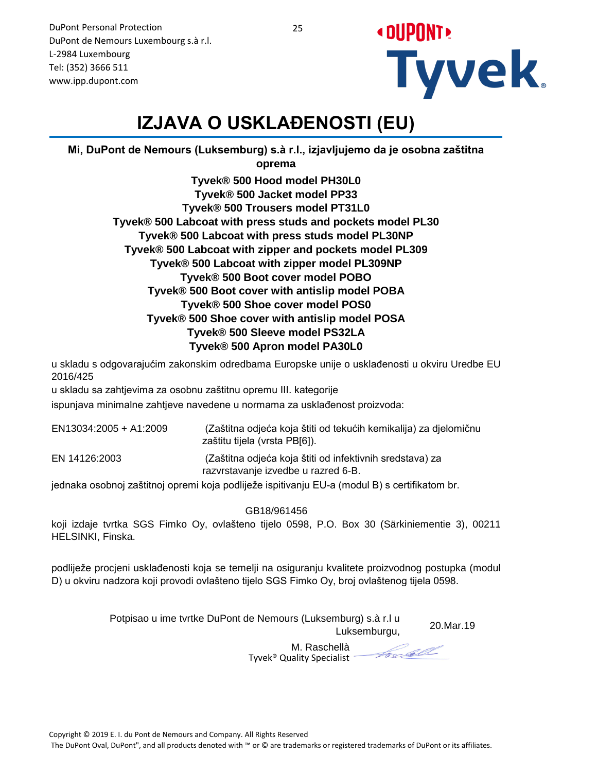DuPont Personal Protection
DuPont de Nemours Luxembourg s.à r.l.
L-2984 Luxembourg
Tel: (352) 3666 511
www.ipp.dupont.com

# IZJAVA O USKLAĐENOSTI (EU)

**Mi, DuPont de Nemours (Luksemburg) s.à r.l., izjavljujemo da je osobna zaštitna oprema**

**Tyvek® 500 Hood model PH30L0**
**Tyvek® 500 Jacket model PP33**
**Tyvek® 500 Trousers model PT31L0**
**Tyvek® 500 Labcoat with press studs and pockets model PL30**
**Tyvek® 500 Labcoat with press studs model PL30NP**
**Tyvek® 500 Labcoat with zipper and pockets model PL309**
**Tyvek® 500 Labcoat with zipper model PL309NP**
**Tyvek® 500 Boot cover model POBO**
**Tyvek® 500 Boot cover with antislip model POBA**
**Tyvek® 500 Shoe cover model POS0**
**Tyvek® 500 Shoe cover with antislip model POSA**
**Tyvek® 500 Sleeve model PS32LA**
**Tyvek® 500 Apron model PA30L0**

u skladu s odgovarajućim zakonskim odredbama Europske unije o usklađenosti u okviru Uredbe EU 2016/425

u skladu sa zahtjevima za osobnu zaštitnu opremu III. kategorije

ispunjava minimalne zahtjeve navedene u normama za usklađenost proizvoda:

| | |
|---|---|
| EN13034:2005 + A1:2009 | (Zaštitna odjeća koja štiti od tekućih kemikalija) za djelomičnu zaštitu tijela (vrsta PB[6]). |
| EN 14126:2003 | (Zaštitna odjeća koja štiti od infektivnih sredstava) za razvrstavanje izvedbe u razred 6-B. |

jednaka osobnoj zaštitnoj opremi koja podliježe ispitivanju EU-a (modul B) s certifikatom br.

GB18/961456

koji izdaje tvrtka SGS Fimko Oy, ovlašteno tijelo 0598, P.O. Box 30 (Särkiniementie 3), 00211 HELSINKI, Finska.

podliježe procjeni usklađenosti koja se temelji na osiguranju kvalitete proizvodnog postupka (modul D) u okviru nadzora koji provodi ovlašteno tijelo SGS Fimko Oy, broj ovlaštenog tijela 0598.

Potpisao u ime tvrtke DuPont de Nemours (Luksemburg) s.à r.l u Luksemburgu, 20.Mar.19

M. Raschellà
Tyvek® Quality Specialist

Copyright © 2019 E. I. du Pont de Nemours and Company. All Rights Reserved
The DuPont Oval, DuPont", and all products denoted with ™ or © are trademarks or registered trademarks of DuPont or its affiliates.